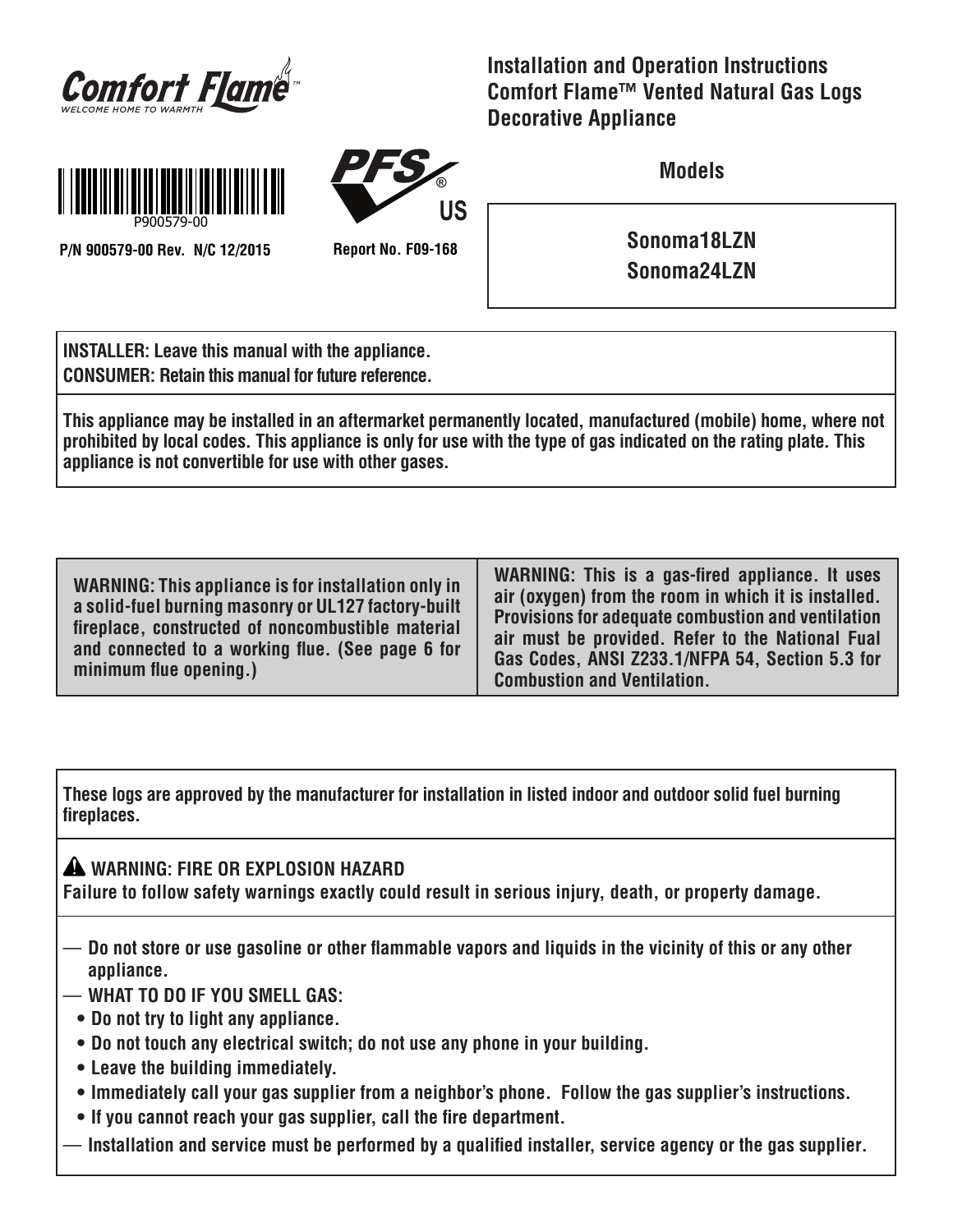**Comfort Flame™**
*WELCOME HOME TO WARMTH*

# Installation and Operation Instructions Comfort Flame™ Vented Natural Gas Logs Decorative Appliance

P900579-00

**P/N 900579-00 Rev. N/C 12/2015**

PFS® US

**Report No. F09-168**

**Models**

**Sonoma18LZN**
**Sonoma24LZN**

**INSTALLER: Leave this manual with the appliance.**
**CONSUMER: Retain this manual for future reference.**

**This appliance may be installed in an aftermarket permanently located, manufactured (mobile) home, where not prohibited by local codes. This appliance is only for use with the type of gas indicated on the rating plate. This appliance is not convertible for use with other gases.**

**WARNING: This appliance is for installation only in a solid-fuel burning masonry or UL127 factory-built fireplace, constructed of noncombustible material and connected to a working flue. (See page 6 for minimum flue opening.)**

**WARNING: This is a gas-fired appliance. It uses air (oxygen) from the room in which it is installed. Provisions for adequate combustion and ventilation air must be provided. Refer to the National Fual Gas Codes, ANSI Z233.1/NFPA 54, Section 5.3 for Combustion and Ventilation.**

**These logs are approved by the manufacturer for installation in listed indoor and outdoor solid fuel burning fireplaces.**

**⚠ WARNING: FIRE OR EXPLOSION HAZARD**
**Failure to follow safety warnings exactly could result in serious injury, death, or property damage.**

- **Do not store or use gasoline or other flammable vapors and liquids in the vicinity of this or any other appliance.**
- **WHAT TO DO IF YOU SMELL GAS:**
  - **Do not try to light any appliance.**
  - **Do not touch any electrical switch; do not use any phone in your building.**
  - **Leave the building immediately.**
  - **Immediately call your gas supplier from a neighbor's phone. Follow the gas supplier's instructions.**
  - **If you cannot reach your gas supplier, call the fire department.**
- **Installation and service must be performed by a qualified installer, service agency or the gas supplier.**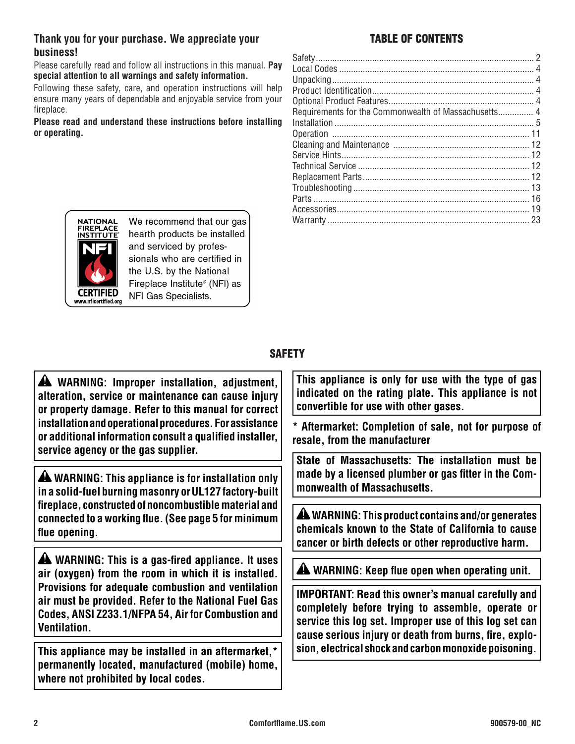## Thank you for your purchase. We appreciate your business!

Please carefully read and follow all instructions in this manual. **Pay special attention to all warnings and safety information.**

Following these safety, care, and operation instructions will help ensure many years of dependable and enjoyable service from your fireplace.

**Please read and understand these instructions before installing or operating.**

NATIONAL FIREPLACE INSTITUTE® NFI CERTIFIED www.nficertified.org

We recommend that our gas hearth products be installed and serviced by professionals who are certified in the U.S. by the National Fireplace Institute® (NFI) as NFI Gas Specialists.

## TABLE OF CONTENTS

| Section | Page |
| --- | --- |
| Safety | 2 |
| Local Codes | 4 |
| Unpacking | 4 |
| Product Identification | 4 |
| Optional Product Features | 4 |
| Requirements for the Commonwealth of Massachusetts | 4 |
| Installation | 5 |
| Operation | 11 |
| Cleaning and Maintenance | 12 |
| Service Hints | 12 |
| Technical Service | 12 |
| Replacement Parts | 12 |
| Troubleshooting | 13 |
| Parts | 16 |
| Accessories | 19 |
| Warranty | 23 |

## SAFETY

**⚠ WARNING: Improper installation, adjustment, alteration, service or maintenance can cause injury or property damage. Refer to this manual for correct installation and operational procedures. For assistance or additional information consult a qualified installer, service agency or the gas supplier.**

**⚠ WARNING: This appliance is for installation only in a solid-fuel burning masonry or UL127 factory-built fireplace, constructed of noncombustible material and connected to a working flue. (See page 5 for minimum flue opening.**

**⚠ WARNING: This is a gas-fired appliance. It uses air (oxygen) from the room in which it is installed. Provisions for adequate combustion and ventilation air must be provided. Refer to the National Fuel Gas Codes, ANSI Z233.1/NFPA 54, Air for Combustion and Ventilation.**

**This appliance may be installed in an aftermarket,* permanently located, manufactured (mobile) home, where not prohibited by local codes.**

**This appliance is only for use with the type of gas indicated on the rating plate. This appliance is not convertible for use with other gases.**

**\* Aftermarket: Completion of sale, not for purpose of resale, from the manufacturer**

**State of Massachusetts: The installation must be made by a licensed plumber or gas fitter in the Commonwealth of Massachusetts.**

**⚠ WARNING: This product contains and/or generates chemicals known to the State of California to cause cancer or birth defects or other reproductive harm.**

**⚠ WARNING: Keep flue open when operating unit.**

**IMPORTANT: Read this owner's manual carefully and completely before trying to assemble, operate or service this log set. Improper use of this log set can cause serious injury or death from burns, fire, explosion, electrical shock and carbon monoxide poisoning.**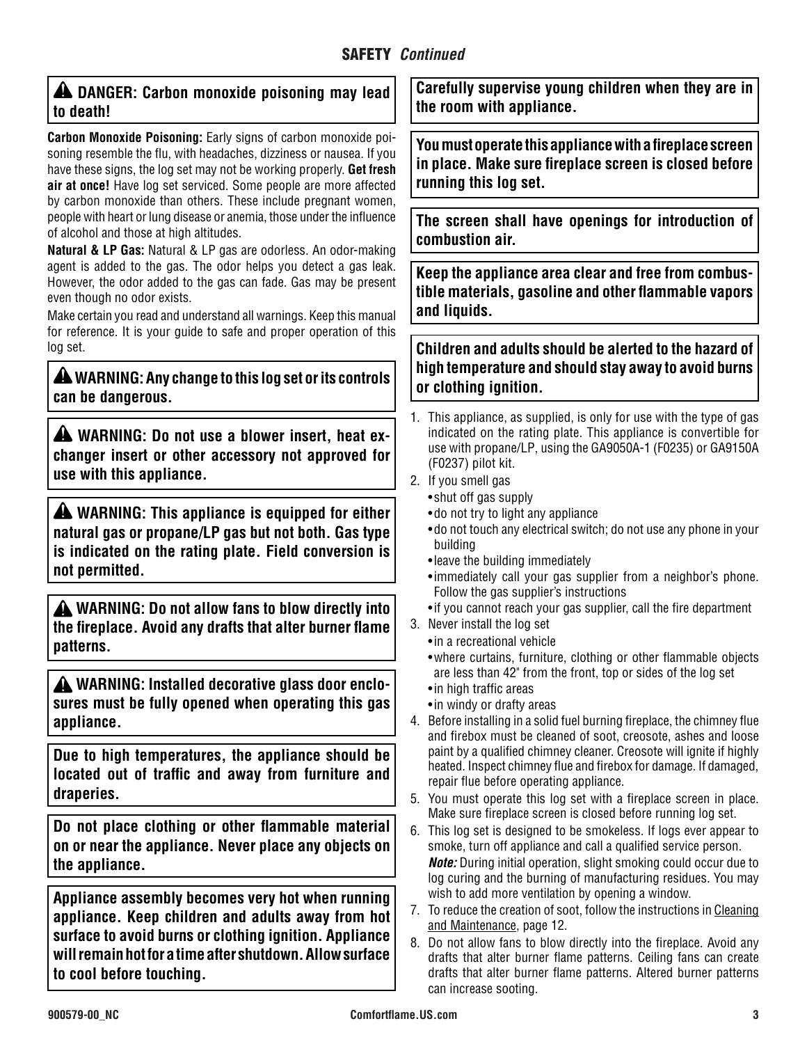## SAFETY *Continued*

**⚠ DANGER: Carbon monoxide poisoning may lead to death!**

**Carbon Monoxide Poisoning:** Early signs of carbon monoxide poisoning resemble the flu, with headaches, dizziness or nausea. If you have these signs, the log set may not be working properly. **Get fresh air at once!** Have log set serviced. Some people are more affected by carbon monoxide than others. These include pregnant women, people with heart or lung disease or anemia, those under the influence of alcohol and those at high altitudes.

**Natural & LP Gas:** Natural & LP gas are odorless. An odor-making agent is added to the gas. The odor helps you detect a gas leak. However, the odor added to the gas can fade. Gas may be present even though no odor exists.

Make certain you read and understand all warnings. Keep this manual for reference. It is your guide to safe and proper operation of this log set.

**⚠ WARNING: Any change to this log set or its controls can be dangerous.**

**⚠ WARNING: Do not use a blower insert, heat exchanger insert or other accessory not approved for use with this appliance.**

**⚠ WARNING: This appliance is equipped for either natural gas or propane/LP gas but not both. Gas type is indicated on the rating plate. Field conversion is not permitted.**

**⚠ WARNING: Do not allow fans to blow directly into the fireplace. Avoid any drafts that alter burner flame patterns.**

**⚠ WARNING: Installed decorative glass door enclosures must be fully opened when operating this gas appliance.**

**Due to high temperatures, the appliance should be located out of traffic and away from furniture and draperies.**

**Do not place clothing or other flammable material on or near the appliance. Never place any objects on the appliance.**

**Appliance assembly becomes very hot when running appliance. Keep children and adults away from hot surface to avoid burns or clothing ignition. Appliance will remain hot for a time after shutdown. Allow surface to cool before touching.**

**Carefully supervise young children when they are in the room with appliance.**

**You must operate this appliance with a fireplace screen in place. Make sure fireplace screen is closed before running this log set.**

**The screen shall have openings for introduction of combustion air.**

**Keep the appliance area clear and free from combustible materials, gasoline and other flammable vapors and liquids.**

**Children and adults should be alerted to the hazard of high temperature and should stay away to avoid burns or clothing ignition.**

1. This appliance, as supplied, is only for use with the type of gas indicated on the rating plate. This appliance is convertible for use with propane/LP, using the GA9050A-1 (F0235) or GA9150A (F0237) pilot kit.
2. If you smell gas
   - shut off gas supply
   - do not try to light any appliance
   - do not touch any electrical switch; do not use any phone in your building
   - leave the building immediately
   - immediately call your gas supplier from a neighbor's phone. Follow the gas supplier's instructions
   - if you cannot reach your gas supplier, call the fire department
3. Never install the log set
   - in a recreational vehicle
   - where curtains, furniture, clothing or other flammable objects are less than 42" from the front, top or sides of the log set
   - in high traffic areas
   - in windy or drafty areas
4. Before installing in a solid fuel burning fireplace, the chimney flue and firebox must be cleaned of soot, creosote, ashes and loose paint by a qualified chimney cleaner. Creosote will ignite if highly heated. Inspect chimney flue and firebox for damage. If damaged, repair flue before operating appliance.
5. You must operate this log set with a fireplace screen in place. Make sure fireplace screen is closed before running log set.
6. This log set is designed to be smokeless. If logs ever appear to smoke, turn off appliance and call a qualified service person.
   ***Note:*** During initial operation, slight smoking could occur due to log curing and the burning of manufacturing residues. You may wish to add more ventilation by opening a window.
7. To reduce the creation of soot, follow the instructions in Cleaning and Maintenance, page 12.
8. Do not allow fans to blow directly into the fireplace. Avoid any drafts that alter burner flame patterns. Ceiling fans can create drafts that alter burner flame patterns. Altered burner patterns can increase sooting.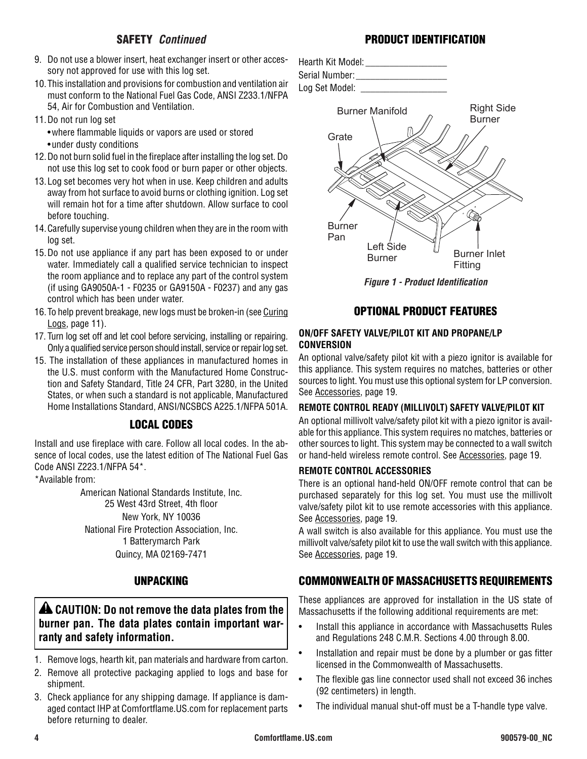## SAFETY *Continued*

9. Do not use a blower insert, heat exchanger insert or other accessory not approved for use with this log set.
10. This installation and provisions for combustion and ventilation air must conform to the National Fuel Gas Code, ANSI Z233.1/NFPA 54, Air for Combustion and Ventilation.
11. Do not run log set
    - where flammable liquids or vapors are used or stored
    - under dusty conditions
12. Do not burn solid fuel in the fireplace after installing the log set. Do not use this log set to cook food or burn paper or other objects.
13. Log set becomes very hot when in use. Keep children and adults away from hot surface to avoid burns or clothing ignition. Log set will remain hot for a time after shutdown. Allow surface to cool before touching.
14. Carefully supervise young children when they are in the room with log set.
15. Do not use appliance if any part has been exposed to or under water. Immediately call a qualified service technician to inspect the room appliance and to replace any part of the control system (if using GA9050A-1 - F0235 or GA9150A - F0237) and any gas control which has been under water.
16. To help prevent breakage, new logs must be broken-in (see Curing Logs, page 11).
17. Turn log set off and let cool before servicing, installing or repairing. Only a qualified service person should install, service or repair log set.
15. The installation of these appliances in manufactured homes in the U.S. must conform with the Manufactured Home Construction and Safety Standard, Title 24 CFR, Part 3280, in the United States, or when such a standard is not applicable, Manufactured Home Installations Standard, ANSI/NCSBCS A225.1/NFPA 501A.

## LOCAL CODES

Install and use fireplace with care. Follow all local codes. In the absence of local codes, use the latest edition of The National Fuel Gas Code ANSI Z223.1/NFPA 54*.

*Available from:

American National Standards Institute, Inc.
25 West 43rd Street, 4th floor
New York, NY 10036
National Fire Protection Association, Inc.
1 Batterymarch Park
Quincy, MA 02169-7471

## UNPACKING

**⚠ CAUTION: Do not remove the data plates from the burner pan. The data plates contain important warranty and safety information.**

1. Remove logs, hearth kit, pan materials and hardware from carton.
2. Remove all protective packaging applied to logs and base for shipment.
3. Check appliance for any shipping damage. If appliance is damaged contact IHP at Comfortflame.US.com for replacement parts before returning to dealer.

## PRODUCT IDENTIFICATION

Hearth Kit Model: ________________
Serial Number: ________________
Log Set Model: ________________

Burner Manifold
Right Side Burner
Grate
Burner Pan
Left Side Burner
Burner Inlet Fitting

*Figure 1 - Product Identification*

## OPTIONAL PRODUCT FEATURES

### ON/OFF SAFETY VALVE/PILOT KIT AND PROPANE/LP CONVERSION

An optional valve/safety pilot kit with a piezo ignitor is available for this appliance. This system requires no matches, batteries or other sources to light. You must use this optional system for LP conversion. See Accessories, page 19.

### REMOTE CONTROL READY (MILLIVOLT) SAFETY VALVE/PILOT KIT

An optional millivolt valve/safety pilot kit with a piezo ignitor is available for this appliance. This system requires no matches, batteries or other sources to light. This system may be connected to a wall switch or hand-held wireless remote control. See Accessories, page 19.

### REMOTE CONTROL ACCESSORIES

There is an optional hand-held ON/OFF remote control that can be purchased separately for this log set. You must use the millivolt valve/safety pilot kit to use remote accessories with this appliance. See Accessories, page 19.

A wall switch is also available for this appliance. You must use the millivolt valve/safety pilot kit to use the wall switch with this appliance. See Accessories, page 19.

## COMMONWEALTH OF MASSACHUSETTS REQUIREMENTS

These appliances are approved for installation in the US state of Massachusetts if the following additional requirements are met:

- Install this appliance in accordance with Massachusetts Rules and Regulations 248 C.M.R. Sections 4.00 through 8.00.
- Installation and repair must be done by a plumber or gas fitter licensed in the Commonwealth of Massachusetts.
- The flexible gas line connector used shall not exceed 36 inches (92 centimeters) in length.
- The individual manual shut-off must be a T-handle type valve.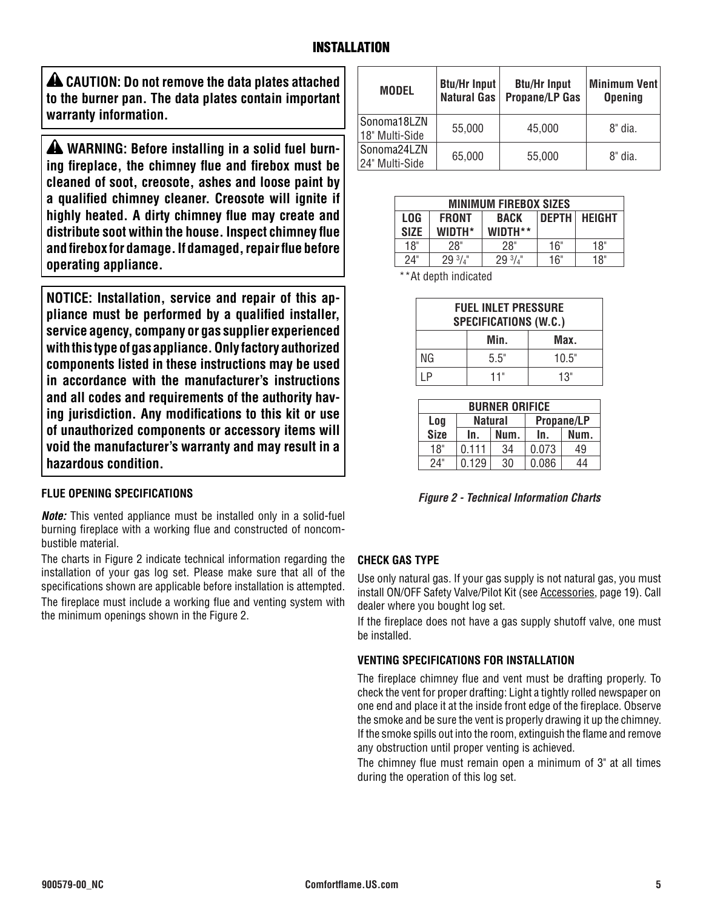# INSTALLATION

**⚠ CAUTION: Do not remove the data plates attached to the burner pan. The data plates contain important warranty information.**

**⚠ WARNING: Before installing in a solid fuel burning fireplace, the chimney flue and firebox must be cleaned of soot, creosote, ashes and loose paint by a qualified chimney cleaner. Creosote will ignite if highly heated. A dirty chimney flue may create and distribute soot within the house. Inspect chimney flue and firebox for damage. If damaged, repair flue before operating appliance.**

**NOTICE: Installation, service and repair of this appliance must be performed by a qualified installer, service agency, company or gas supplier experienced with this type of gas appliance. Only factory authorized components listed in these instructions may be used in accordance with the manufacturer's instructions and all codes and requirements of the authority having jurisdiction. Any modifications to this kit or use of unauthorized components or accessory items will void the manufacturer's warranty and may result in a hazardous condition.**

### FLUE OPENING SPECIFICATIONS

***Note:*** This vented appliance must be installed only in a solid-fuel burning fireplace with a working flue and constructed of noncombustible material.

The charts in Figure 2 indicate technical information regarding the installation of your gas log set. Please make sure that all of the specifications shown are applicable before installation is attempted.

The fireplace must include a working flue and venting system with the minimum openings shown in the Figure 2.

| MODEL | Btu/Hr Input Natural Gas | Btu/Hr Input Propane/LP Gas | Minimum Vent Opening |
|---|---|---|---|
| Sonoma18LZN 18" Multi-Side | 55,000 | 45,000 | 8" dia. |
| Sonoma24LZN 24" Multi-Side | 65,000 | 55,000 | 8" dia. |

| MINIMUM FIREBOX SIZES | | | | |
|---|---|---|---|---|
| LOG SIZE | FRONT WIDTH* | BACK WIDTH** | DEPTH | HEIGHT |
| 18" | 28" | 28" | 16" | 18" |
| 24" | 29 3/4" | 29 3/4" | 16" | 18" |

**At depth indicated

| FUEL INLET PRESSURE SPECIFICATIONS (W.C.) | | |
|---|---|---|
| | Min. | Max. |
| NG | 5.5" | 10.5" |
| LP | 11" | 13" |

| BURNER ORIFICE | | | | |
|---|---|---|---|---|
| Log Size | Natural | | Propane/LP | |
| | In. | Num. | In. | Num. |
| 18" | 0.111 | 34 | 0.073 | 49 |
| 24" | 0.129 | 30 | 0.086 | 44 |

***Figure 2 - Technical Information Charts***

### CHECK GAS TYPE

Use only natural gas. If your gas supply is not natural gas, you must install ON/OFF Safety Valve/Pilot Kit (see Accessories, page 19). Call dealer where you bought log set.

If the fireplace does not have a gas supply shutoff valve, one must be installed.

### VENTING SPECIFICATIONS FOR INSTALLATION

The fireplace chimney flue and vent must be drafting properly. To check the vent for proper drafting: Light a tightly rolled newspaper on one end and place it at the inside front edge of the fireplace. Observe the smoke and be sure the vent is properly drawing it up the chimney. If the smoke spills out into the room, extinguish the flame and remove any obstruction until proper venting is achieved.

The chimney flue must remain open a minimum of 3" at all times during the operation of this log set.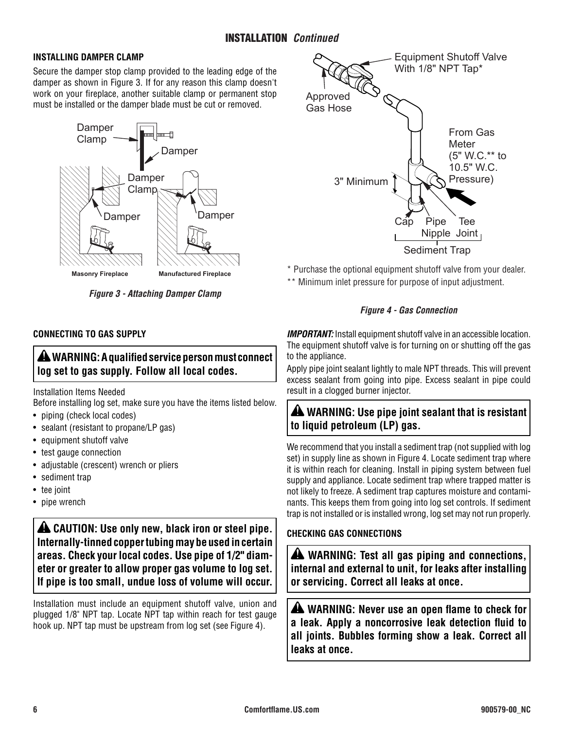## INSTALLATION *Continued*

### INSTALLING DAMPER CLAMP

Secure the damper stop clamp provided to the leading edge of the damper as shown in Figure 3. If for any reason this clamp doesn't work on your fireplace, another suitable clamp or permanent stop must be installed or the damper blade must be cut or removed.

*Figure 3 - Attaching Damper Clamp*

### CONNECTING TO GAS SUPPLY

**⚠ WARNING: A qualified service person must connect log set to gas supply. Follow all local codes.**

Installation Items Needed

Before installing log set, make sure you have the items listed below.

- piping (check local codes)
- sealant (resistant to propane/LP gas)
- equipment shutoff valve
- test gauge connection
- adjustable (crescent) wrench or pliers
- sediment trap
- tee joint
- pipe wrench

**⚠ CAUTION: Use only new, black iron or steel pipe. Internally-tinned copper tubing may be used in certain areas. Check your local codes. Use pipe of 1/2" diameter or greater to allow proper gas volume to log set. If pipe is too small, undue loss of volume will occur.**

Installation must include an equipment shutoff valve, union and plugged 1/8" NPT tap. Locate NPT tap within reach for test gauge hook up. NPT tap must be upstream from log set (see Figure 4).

\* Purchase the optional equipment shutoff valve from your dealer.

\*\* Minimum inlet pressure for purpose of input adjustment.

*Figure 4 - Gas Connection*

***IMPORTANT:*** Install equipment shutoff valve in an accessible location. The equipment shutoff valve is for turning on or shutting off the gas to the appliance.

Apply pipe joint sealant lightly to male NPT threads. This will prevent excess sealant from going into pipe. Excess sealant in pipe could result in a clogged burner injector.

**⚠ WARNING: Use pipe joint sealant that is resistant to liquid petroleum (LP) gas.**

We recommend that you install a sediment trap (not supplied with log set) in supply line as shown in Figure 4. Locate sediment trap where it is within reach for cleaning. Install in piping system between fuel supply and appliance. Locate sediment trap where trapped matter is not likely to freeze. A sediment trap captures moisture and contaminants. This keeps them from going into log set controls. If sediment trap is not installed or is installed wrong, log set may not run properly.

### CHECKING GAS CONNECTIONS

**⚠ WARNING: Test all gas piping and connections, internal and external to unit, for leaks after installing or servicing. Correct all leaks at once.**

**⚠ WARNING: Never use an open flame to check for a leak. Apply a noncorrosive leak detection fluid to all joints. Bubbles forming show a leak. Correct all leaks at once.**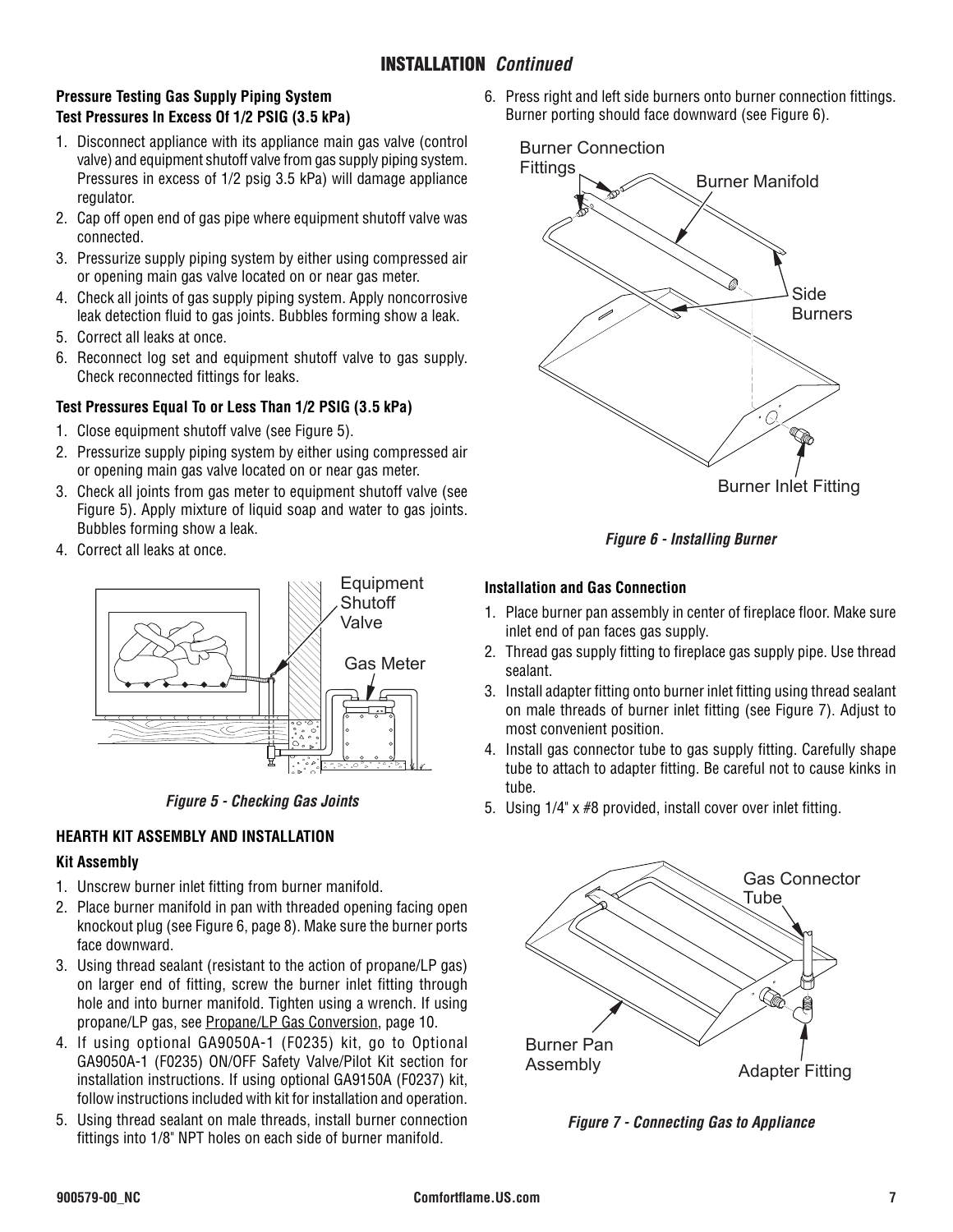## INSTALLATION *Continued*

### Pressure Testing Gas Supply Piping System

#### Test Pressures In Excess Of 1/2 PSIG (3.5 kPa)

1. Disconnect appliance with its appliance main gas valve (control valve) and equipment shutoff valve from gas supply piping system. Pressures in excess of 1/2 psig 3.5 kPa) will damage appliance regulator.
2. Cap off open end of gas pipe where equipment shutoff valve was connected.
3. Pressurize supply piping system by either using compressed air or opening main gas valve located on or near gas meter.
4. Check all joints of gas supply piping system. Apply noncorrosive leak detection fluid to gas joints. Bubbles forming show a leak.
5. Correct all leaks at once.
6. Reconnect log set and equipment shutoff valve to gas supply. Check reconnected fittings for leaks.

#### Test Pressures Equal To or Less Than 1/2 PSIG (3.5 kPa)

1. Close equipment shutoff valve (see Figure 5).
2. Pressurize supply piping system by either using compressed air or opening main gas valve located on or near gas meter.
3. Check all joints from gas meter to equipment shutoff valve (see Figure 5). Apply mixture of liquid soap and water to gas joints. Bubbles forming show a leak.
4. Correct all leaks at once.

*Figure 5 - Checking Gas Joints*

### HEARTH KIT ASSEMBLY AND INSTALLATION

#### Kit Assembly

1. Unscrew burner inlet fitting from burner manifold.
2. Place burner manifold in pan with threaded opening facing open knockout plug (see Figure 6, page 8). Make sure the burner ports face downward.
3. Using thread sealant (resistant to the action of propane/LP gas) on larger end of fitting, screw the burner inlet fitting through hole and into burner manifold. Tighten using a wrench. If using propane/LP gas, see Propane/LP Gas Conversion, page 10.
4. If using optional GA9050A-1 (F0235) kit, go to Optional GA9050A-1 (F0235) ON/OFF Safety Valve/Pilot Kit section for installation instructions. If using optional GA9150A (F0237) kit, follow instructions included with kit for installation and operation.
5. Using thread sealant on male threads, install burner connection fittings into 1/8" NPT holes on each side of burner manifold.
6. Press right and left side burners onto burner connection fittings. Burner porting should face downward (see Figure 6).

*Figure 6 - Installing Burner*

#### Installation and Gas Connection

1. Place burner pan assembly in center of fireplace floor. Make sure inlet end of pan faces gas supply.
2. Thread gas supply fitting to fireplace gas supply pipe. Use thread sealant.
3. Install adapter fitting onto burner inlet fitting using thread sealant on male threads of burner inlet fitting (see Figure 7). Adjust to most convenient position.
4. Install gas connector tube to gas supply fitting. Carefully shape tube to attach to adapter fitting. Be careful not to cause kinks in tube.
5. Using 1/4" x #8 provided, install cover over inlet fitting.

*Figure 7 - Connecting Gas to Appliance*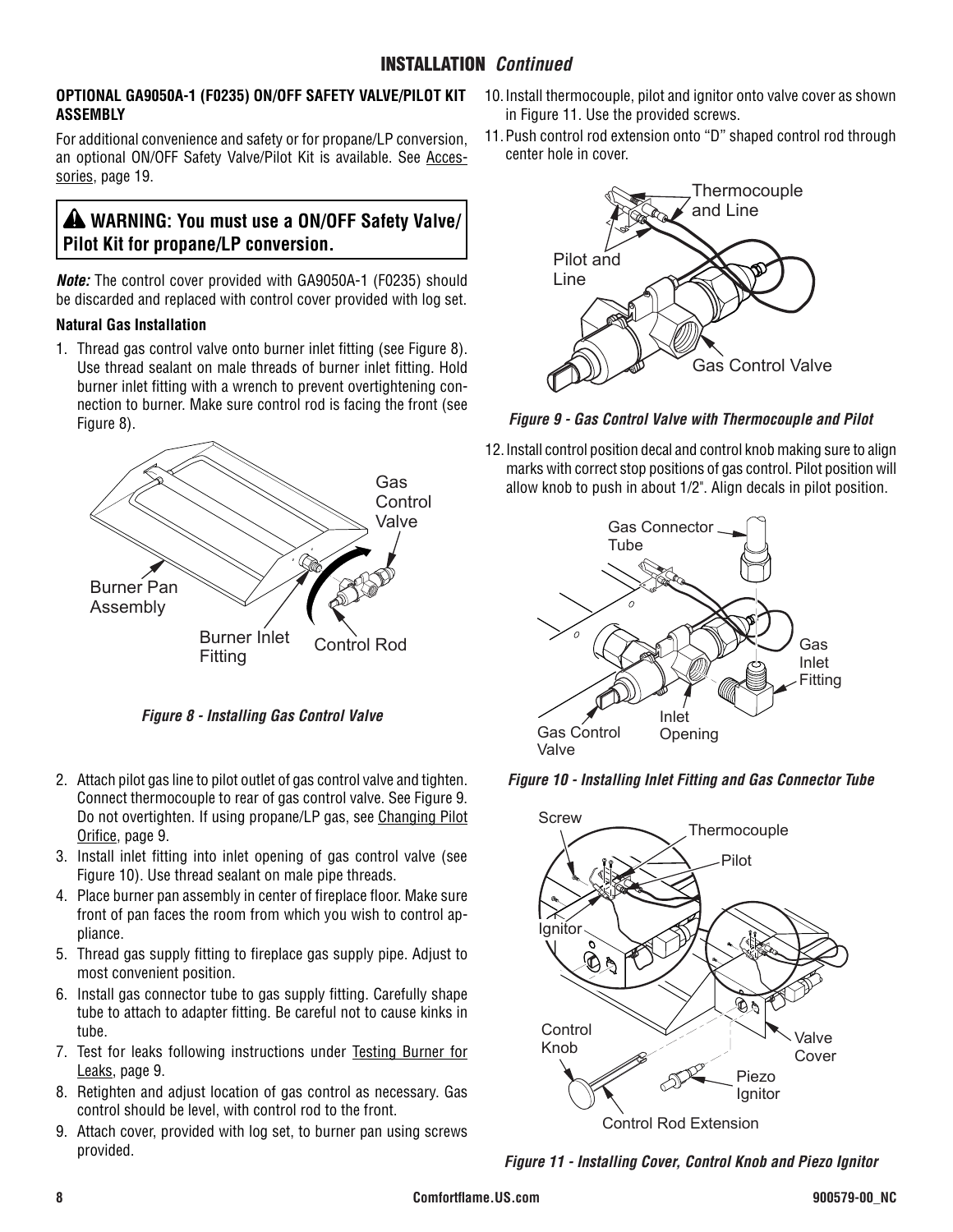## INSTALLATION *Continued*

**OPTIONAL GA9050A-1 (F0235) ON/OFF SAFETY VALVE/PILOT KIT ASSEMBLY**

For additional convenience and safety or for propane/LP conversion, an optional ON/OFF Safety Valve/Pilot Kit is available. See Accessories, page 19.

> **⚠ WARNING: You must use a ON/OFF Safety Valve/ Pilot Kit for propane/LP conversion.**

***Note:*** The control cover provided with GA9050A-1 (F0235) should be discarded and replaced with control cover provided with log set.

**Natural Gas Installation**

1. Thread gas control valve onto burner inlet fitting (see Figure 8). Use thread sealant on male threads of burner inlet fitting. Hold burner inlet fitting with a wrench to prevent overtightening connection to burner. Make sure control rod is facing the front (see Figure 8).

***Figure 8 - Installing Gas Control Valve***

2. Attach pilot gas line to pilot outlet of gas control valve and tighten. Connect thermocouple to rear of gas control valve. See Figure 9. Do not overtighten. If using propane/LP gas, see Changing Pilot Orifice, page 9.
3. Install inlet fitting into inlet opening of gas control valve (see Figure 10). Use thread sealant on male pipe threads.
4. Place burner pan assembly in center of fireplace floor. Make sure front of pan faces the room from which you wish to control appliance.
5. Thread gas supply fitting to fireplace gas supply pipe. Adjust to most convenient position.
6. Install gas connector tube to gas supply fitting. Carefully shape tube to attach to adapter fitting. Be careful not to cause kinks in tube.
7. Test for leaks following instructions under Testing Burner for Leaks, page 9.
8. Retighten and adjust location of gas control as necessary. Gas control should be level, with control rod to the front.
9. Attach cover, provided with log set, to burner pan using screws provided.
10. Install thermocouple, pilot and ignitor onto valve cover as shown in Figure 11. Use the provided screws.
11. Push control rod extension onto "D" shaped control rod through center hole in cover.

***Figure 9 - Gas Control Valve with Thermocouple and Pilot***

12. Install control position decal and control knob making sure to align marks with correct stop positions of gas control. Pilot position will allow knob to push in about 1/2". Align decals in pilot position.

***Figure 10 - Installing Inlet Fitting and Gas Connector Tube***

***Figure 11 - Installing Cover, Control Knob and Piezo Ignitor***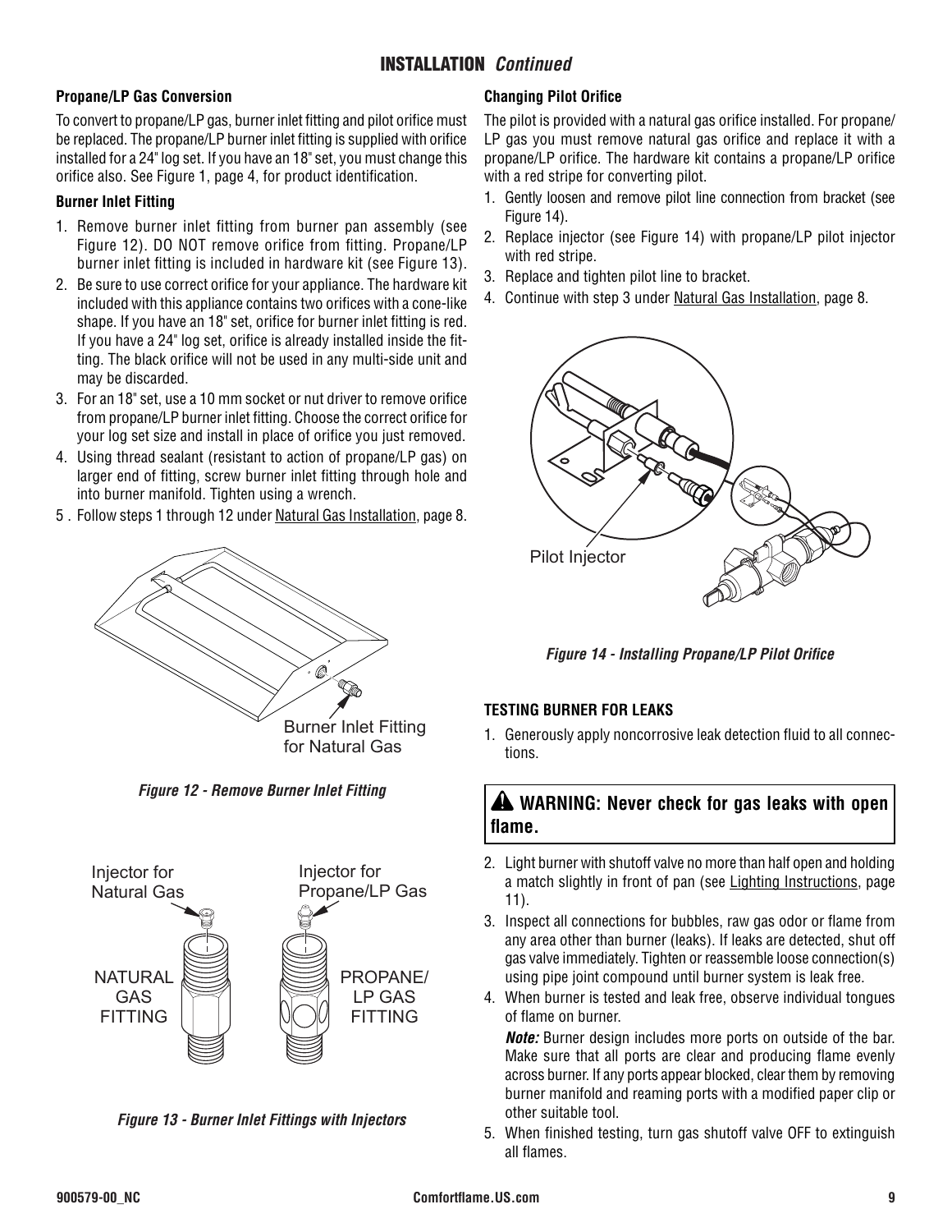## INSTALLATION *Continued*

### Propane/LP Gas Conversion

To convert to propane/LP gas, burner inlet fitting and pilot orifice must be replaced. The propane/LP burner inlet fitting is supplied with orifice installed for a 24" log set. If you have an 18" set, you must change this orifice also. See Figure 1, page 4, for product identification.

### Burner Inlet Fitting

1. Remove burner inlet fitting from burner pan assembly (see Figure 12). DO NOT remove orifice from fitting. Propane/LP burner inlet fitting is included in hardware kit (see Figure 13).
2. Be sure to use correct orifice for your appliance. The hardware kit included with this appliance contains two orifices with a cone-like shape. If you have an 18" set, orifice for burner inlet fitting is red. If you have a 24" log set, orifice is already installed inside the fitting. The black orifice will not be used in any multi-side unit and may be discarded.
3. For an 18" set, use a 10 mm socket or nut driver to remove orifice from propane/LP burner inlet fitting. Choose the correct orifice for your log set size and install in place of orifice you just removed.
4. Using thread sealant (resistant to action of propane/LP gas) on larger end of fitting, screw burner inlet fitting through hole and into burner manifold. Tighten using a wrench.
5. Follow steps 1 through 12 under Natural Gas Installation, page 8.

Burner Inlet Fitting for Natural Gas

*Figure 12 - Remove Burner Inlet Fitting*

Injector for Natural Gas

Injector for Propane/LP Gas

NATURAL GAS FITTING

PROPANE/ LP GAS FITTING

*Figure 13 - Burner Inlet Fittings with Injectors*

### Changing Pilot Orifice

The pilot is provided with a natural gas orifice installed. For propane/LP gas you must remove natural gas orifice and replace it with a propane/LP orifice. The hardware kit contains a propane/LP orifice with a red stripe for converting pilot.

1. Gently loosen and remove pilot line connection from bracket (see Figure 14).
2. Replace injector (see Figure 14) with propane/LP pilot injector with red stripe.
3. Replace and tighten pilot line to bracket.
4. Continue with step 3 under Natural Gas Installation, page 8.

Pilot Injector

*Figure 14 - Installing Propane/LP Pilot Orifice*

### TESTING BURNER FOR LEAKS

1. Generously apply noncorrosive leak detection fluid to all connections.

**⚠ WARNING: Never check for gas leaks with open flame.**

2. Light burner with shutoff valve no more than half open and holding a match slightly in front of pan (see Lighting Instructions, page 11).
3. Inspect all connections for bubbles, raw gas odor or flame from any area other than burner (leaks). If leaks are detected, shut off gas valve immediately. Tighten or reassemble loose connection(s) using pipe joint compound until burner system is leak free.
4. When burner is tested and leak free, observe individual tongues of flame on burner.

   ***Note:*** Burner design includes more ports on outside of the bar. Make sure that all ports are clear and producing flame evenly across burner. If any ports appear blocked, clear them by removing burner manifold and reaming ports with a modified paper clip or other suitable tool.
5. When finished testing, turn gas shutoff valve OFF to extinguish all flames.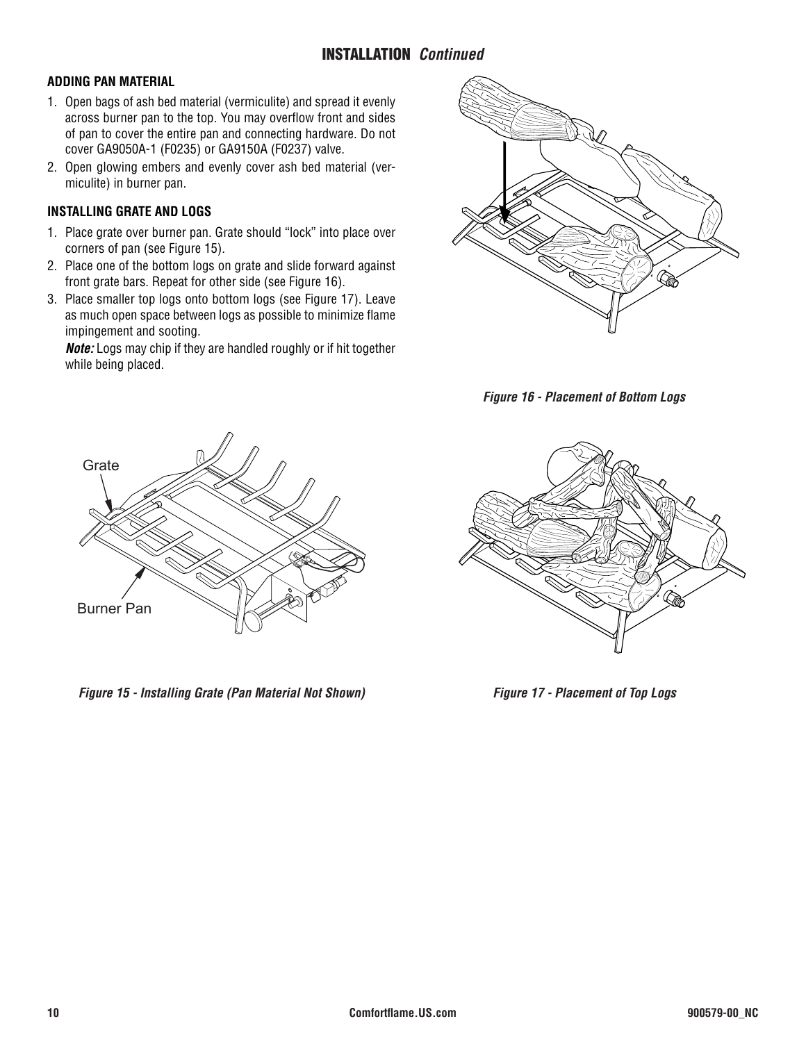## INSTALLATION *Continued*

### ADDING PAN MATERIAL

1. Open bags of ash bed material (vermiculite) and spread it evenly across burner pan to the top. You may overflow front and sides of pan to cover the entire pan and connecting hardware. Do not cover GA9050A-1 (F0235) or GA9150A (F0237) valve.
2. Open glowing embers and evenly cover ash bed material (vermiculite) in burner pan.

### INSTALLING GRATE AND LOGS

1. Place grate over burner pan. Grate should "lock" into place over corners of pan (see Figure 15).
2. Place one of the bottom logs on grate and slide forward against front grate bars. Repeat for other side (see Figure 16).
3. Place smaller top logs onto bottom logs (see Figure 17). Leave as much open space between logs as possible to minimize flame impingement and sooting.

   ***Note:*** Logs may chip if they are handled roughly or if hit together while being placed.

*Figure 16 - Placement of Bottom Logs*

Grate

Burner Pan

*Figure 15 - Installing Grate (Pan Material Not Shown)*

*Figure 17 - Placement of Top Logs*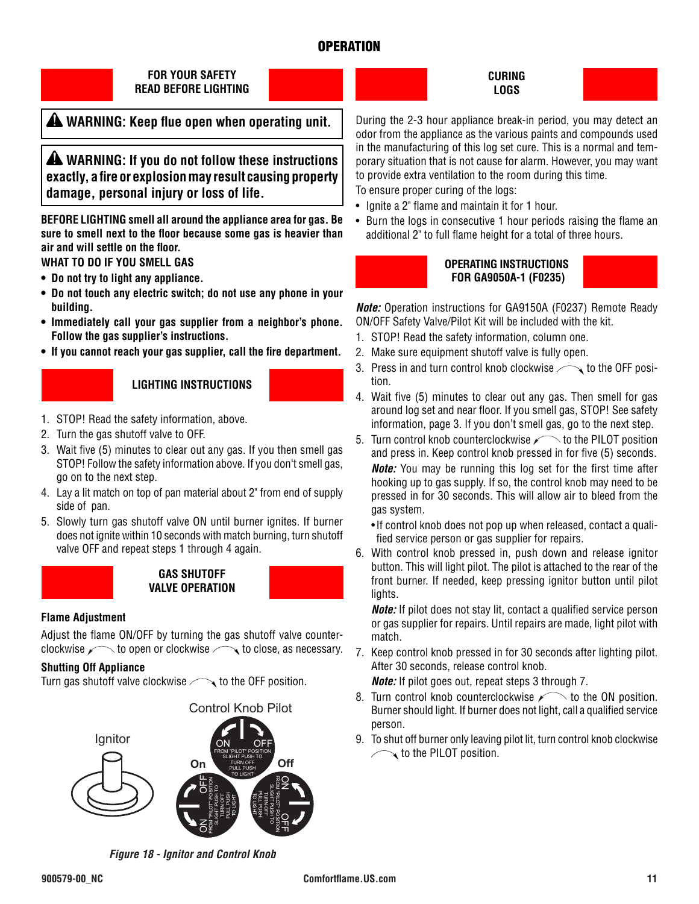# OPERATION

## FOR YOUR SAFETY READ BEFORE LIGHTING

**⚠ WARNING: Keep flue open when operating unit.**

**⚠ WARNING: If you do not follow these instructions exactly, a fire or explosion may result causing property damage, personal injury or loss of life.**

**BEFORE LIGHTING smell all around the appliance area for gas. Be sure to smell next to the floor because some gas is heavier than air and will settle on the floor.**

**WHAT TO DO IF YOU SMELL GAS**

- **Do not try to light any appliance.**
- **Do not touch any electric switch; do not use any phone in your building.**
- **Immediately call your gas supplier from a neighbor's phone. Follow the gas supplier's instructions.**
- **If you cannot reach your gas supplier, call the fire department.**

## LIGHTING INSTRUCTIONS

1. STOP! Read the safety information, above.
2. Turn the gas shutoff valve to OFF.
3. Wait five (5) minutes to clear out any gas. If you then smell gas STOP! Follow the safety information above. If you don't smell gas, go on to the next step.
4. Lay a lit match on top of pan material about 2" from end of supply side of pan.
5. Slowly turn gas shutoff valve ON until burner ignites. If burner does not ignite within 10 seconds with match burning, turn shutoff valve OFF and repeat steps 1 through 4 again.

## GAS SHUTOFF VALVE OPERATION

**Flame Adjustment**

Adjust the flame ON/OFF by turning the gas shutoff valve counter-clockwise to open or clockwise to close, as necessary.

**Shutting Off Appliance**

Turn gas shutoff valve clockwise to the OFF position.

Ignitor

Control Knob Pilot

*Figure 18 - Ignitor and Control Knob*

## CURING LOGS

During the 2-3 hour appliance break-in period, you may detect an odor from the appliance as the various paints and compounds used in the manufacturing of this log set cure. This is a normal and temporary situation that is not cause for alarm. However, you may want to provide extra ventilation to the room during this time.

To ensure proper curing of the logs:

- Ignite a 2" flame and maintain it for 1 hour.
- Burn the logs in consecutive 1 hour periods raising the flame an additional 2" to full flame height for a total of three hours.

## OPERATING INSTRUCTIONS FOR GA9050A-1 (F0235)

***Note:*** Operation instructions for GA9150A (F0237) Remote Ready ON/OFF Safety Valve/Pilot Kit will be included with the kit.

1. STOP! Read the safety information, column one.
2. Make sure equipment shutoff valve is fully open.
3. Press in and turn control knob clockwise to the OFF position.
4. Wait five (5) minutes to clear out any gas. Then smell for gas around log set and near floor. If you smell gas, STOP! See safety information, page 3. If you don't smell gas, go to the next step.
5. Turn control knob counterclockwise to the PILOT position and press in. Keep control knob pressed in for five (5) seconds.

   ***Note:*** You may be running this log set for the first time after hooking up to gas supply. If so, the control knob may need to be pressed in for 30 seconds. This will allow air to bleed from the gas system.

   - If control knob does not pop up when released, contact a qualified service person or gas supplier for repairs.
6. With control knob pressed in, push down and release ignitor button. This will light pilot. The pilot is attached to the rear of the front burner. If needed, keep pressing ignitor button until pilot lights.

   ***Note:*** If pilot does not stay lit, contact a qualified service person or gas supplier for repairs. Until repairs are made, light pilot with match.
7. Keep control knob pressed in for 30 seconds after lighting pilot. After 30 seconds, release control knob.

   ***Note:*** If pilot goes out, repeat steps 3 through 7.
8. Turn control knob counterclockwise to the ON position. Burner should light. If burner does not light, call a qualified service person.
9. To shut off burner only leaving pilot lit, turn control knob clockwise to the PILOT position.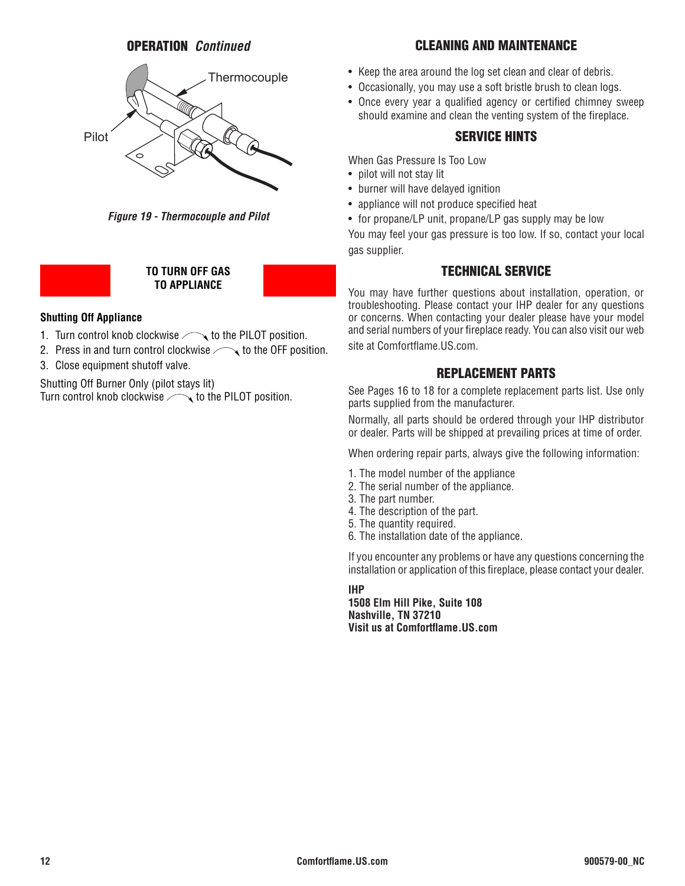## OPERATION *Continued*

*Figure 19 - Thermocouple and Pilot*

### TO TURN OFF GAS TO APPLIANCE

**Shutting Off Appliance**

1. Turn control knob clockwise to the PILOT position.
2. Press in and turn control clockwise to the OFF position.
3. Close equipment shutoff valve.

Shutting Off Burner Only (pilot stays lit)
Turn control knob clockwise to the PILOT position.

## CLEANING AND MAINTENANCE

- Keep the area around the log set clean and clear of debris.
- Occasionally, you may use a soft bristle brush to clean logs.
- Once every year a qualified agency or certified chimney sweep should examine and clean the venting system of the fireplace.

## SERVICE HINTS

When Gas Pressure Is Too Low

- pilot will not stay lit
- burner will have delayed ignition
- appliance will not produce specified heat
- for propane/LP unit, propane/LP gas supply may be low

You may feel your gas pressure is too low. If so, contact your local gas supplier.

## TECHNICAL SERVICE

You may have further questions about installation, operation, or troubleshooting. Please contact your IHP dealer for any questions or concerns. When contacting your dealer please have your model and serial numbers of your fireplace ready. You can also visit our web site at Comfortflame.US.com.

## REPLACEMENT PARTS

See Pages 16 to 18 for a complete replacement parts list. Use only parts supplied from the manufacturer.

Normally, all parts should be ordered through your IHP distributor or dealer. Parts will be shipped at prevailing prices at time of order.

When ordering repair parts, always give the following information:

1. The model number of the appliance
2. The serial number of the appliance.
3. The part number.
4. The description of the part.
5. The quantity required.
6. The installation date of the appliance.

If you encounter any problems or have any questions concerning the installation or application of this fireplace, please contact your dealer.

**IHP**
**1508 Elm Hill Pike, Suite 108**
**Nashville, TN 37210**
**Visit us at Comfortflame.US.com**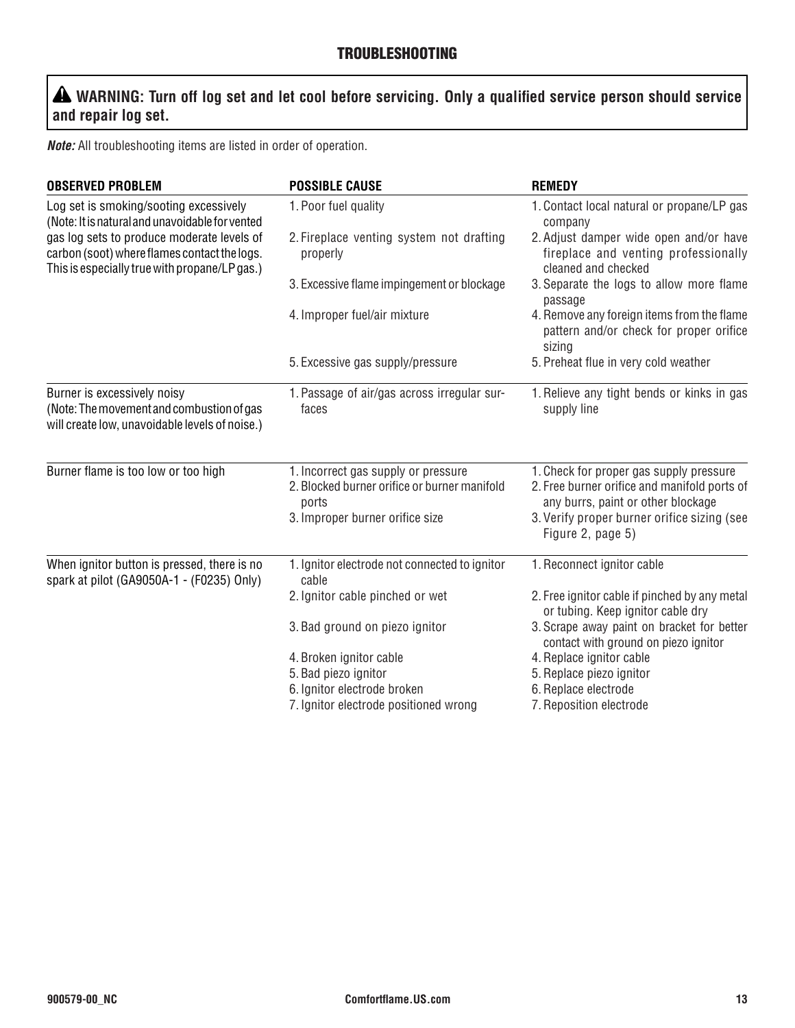## TROUBLESHOOTING

**⚠ WARNING: Turn off log set and let cool before servicing. Only a qualified service person should service and repair log set.**

***Note:*** All troubleshooting items are listed in order of operation.

| OBSERVED PROBLEM | POSSIBLE CAUSE | REMEDY |
|---|---|---|
| Log set is smoking/sooting excessively (Note: It is natural and unavoidable for vented gas log sets to produce moderate levels of carbon (soot) where flames contact the logs. This is especially true with propane/LP gas.) | 1. Poor fuel quality | 1. Contact local natural or propane/LP gas company |
| | 2. Fireplace venting system not drafting properly | 2. Adjust damper wide open and/or have fireplace and venting professionally cleaned and checked |
| | 3. Excessive flame impingement or blockage | 3. Separate the logs to allow more flame passage |
| | 4. Improper fuel/air mixture | 4. Remove any foreign items from the flame pattern and/or check for proper orifice sizing |
| | 5. Excessive gas supply/pressure | 5. Preheat flue in very cold weather |
| Burner is excessively noisy (Note: The movement and combustion of gas will create low, unavoidable levels of noise.) | 1. Passage of air/gas across irregular surfaces | 1. Relieve any tight bends or kinks in gas supply line |
| Burner flame is too low or too high | 1. Incorrect gas supply or pressure | 1. Check for proper gas supply pressure |
| | 2. Blocked burner orifice or burner manifold ports | 2. Free burner orifice and manifold ports of any burrs, paint or other blockage |
| | 3. Improper burner orifice size | 3. Verify proper burner orifice sizing (see Figure 2, page 5) |
| When ignitor button is pressed, there is no spark at pilot (GA9050A-1 - (F0235) Only) | 1. Ignitor electrode not connected to ignitor cable | 1. Reconnect ignitor cable |
| | 2. Ignitor cable pinched or wet | 2. Free ignitor cable if pinched by any metal or tubing. Keep ignitor cable dry |
| | 3. Bad ground on piezo ignitor | 3. Scrape away paint on bracket for better contact with ground on piezo ignitor |
| | 4. Broken ignitor cable | 4. Replace ignitor cable |
| | 5. Bad piezo ignitor | 5. Replace piezo ignitor |
| | 6. Ignitor electrode broken | 6. Replace electrode |
| | 7. Ignitor electrode positioned wrong | 7. Reposition electrode |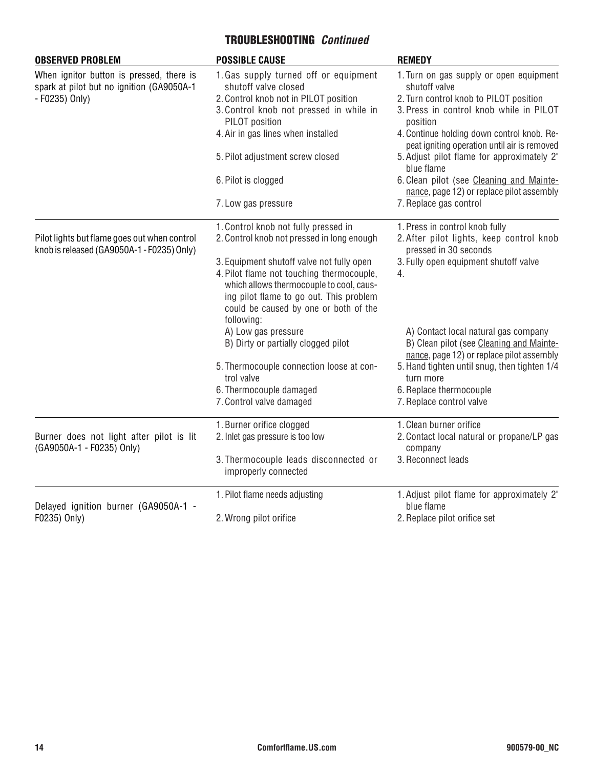## TROUBLESHOOTING *Continued*

| OBSERVED PROBLEM | POSSIBLE CAUSE | REMEDY |
|---|---|---|
| When ignitor button is pressed, there is spark at pilot but no ignition (GA9050A-1 - F0235) Only) | 1. Gas supply turned off or equipment shutoff valve closed | 1. Turn on gas supply or open equipment shutoff valve |
| | 2. Control knob not in PILOT position | 2. Turn control knob to PILOT position |
| | 3. Control knob not pressed in while in PILOT position | 3. Press in control knob while in PILOT position |
| | 4. Air in gas lines when installed | 4. Continue holding down control knob. Repeat igniting operation until air is removed |
| | 5. Pilot adjustment screw closed | 5. Adjust pilot flame for approximately 2" blue flame |
| | 6. Pilot is clogged | 6. Clean pilot (see Cleaning and Maintenance, page 12) or replace pilot assembly |
| | 7. Low gas pressure | 7. Replace gas control |
| Pilot lights but flame goes out when control knob is released (GA9050A-1 - F0235) Only) | 1. Control knob not fully pressed in | 1. Press in control knob fully |
| | 2. Control knob not pressed in long enough | 2. After pilot lights, keep control knob pressed in 30 seconds |
| | 3. Equipment shutoff valve not fully open | 3. Fully open equipment shutoff valve |
| | 4. Pilot flame not touching thermocouple, which allows thermocouple to cool, causing pilot flame to go out. This problem could be caused by one or both of the following: | 4. |
| | A) Low gas pressure | A) Contact local natural gas company |
| | B) Dirty or partially clogged pilot | B) Clean pilot (see Cleaning and Maintenance, page 12) or replace pilot assembly |
| | 5. Thermocouple connection loose at control valve | 5. Hand tighten until snug, then tighten 1/4 turn more |
| | 6. Thermocouple damaged | 6. Replace thermocouple |
| | 7. Control valve damaged | 7. Replace control valve |
| Burner does not light after pilot is lit (GA9050A-1 - F0235) Only) | 1. Burner orifice clogged | 1. Clean burner orifice |
| | 2. Inlet gas pressure is too low | 2. Contact local natural or propane/LP gas company |
| | 3. Thermocouple leads disconnected or improperly connected | 3. Reconnect leads |
| Delayed ignition burner (GA9050A-1 - F0235) Only) | 1. Pilot flame needs adjusting | 1. Adjust pilot flame for approximately 2" blue flame |
| | 2. Wrong pilot orifice | 2. Replace pilot orifice set |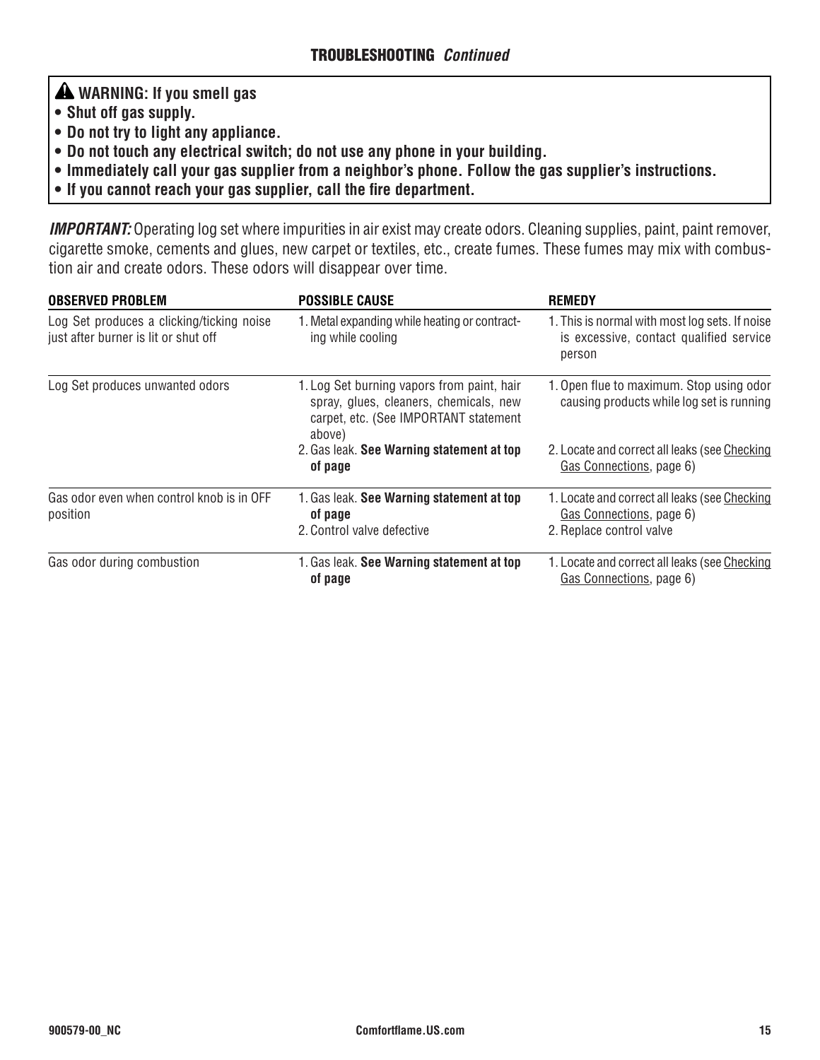## TROUBLESHOOTING *Continued*

> ⚠ **WARNING: If you smell gas**
> - **Shut off gas supply.**
> - **Do not try to light any appliance.**
> - **Do not touch any electrical switch; do not use any phone in your building.**
> - **Immediately call your gas supplier from a neighbor's phone. Follow the gas supplier's instructions.**
> - **If you cannot reach your gas supplier, call the fire department.**

***IMPORTANT:*** Operating log set where impurities in air exist may create odors. Cleaning supplies, paint, paint remover, cigarette smoke, cements and glues, new carpet or textiles, etc., create fumes. These fumes may mix with combustion air and create odors. These odors will disappear over time.

| OBSERVED PROBLEM | POSSIBLE CAUSE | REMEDY |
|---|---|---|
| Log Set produces a clicking/ticking noise just after burner is lit or shut off | 1. Metal expanding while heating or contracting while cooling | 1. This is normal with most log sets. If noise is excessive, contact qualified service person |
| Log Set produces unwanted odors | 1. Log Set burning vapors from paint, hair spray, glues, cleaners, chemicals, new carpet, etc. (See IMPORTANT statement above) | 1. Open flue to maximum. Stop using odor causing products while log set is running |
| | 2. Gas leak. **See Warning statement at top of page** | 2. Locate and correct all leaks (see Checking Gas Connections, page 6) |
| Gas odor even when control knob is in OFF position | 1. Gas leak. **See Warning statement at top of page** | 1. Locate and correct all leaks (see Checking Gas Connections, page 6) |
| | 2. Control valve defective | 2. Replace control valve |
| Gas odor during combustion | 1. Gas leak. **See Warning statement at top of page** | 1. Locate and correct all leaks (see Checking Gas Connections, page 6) |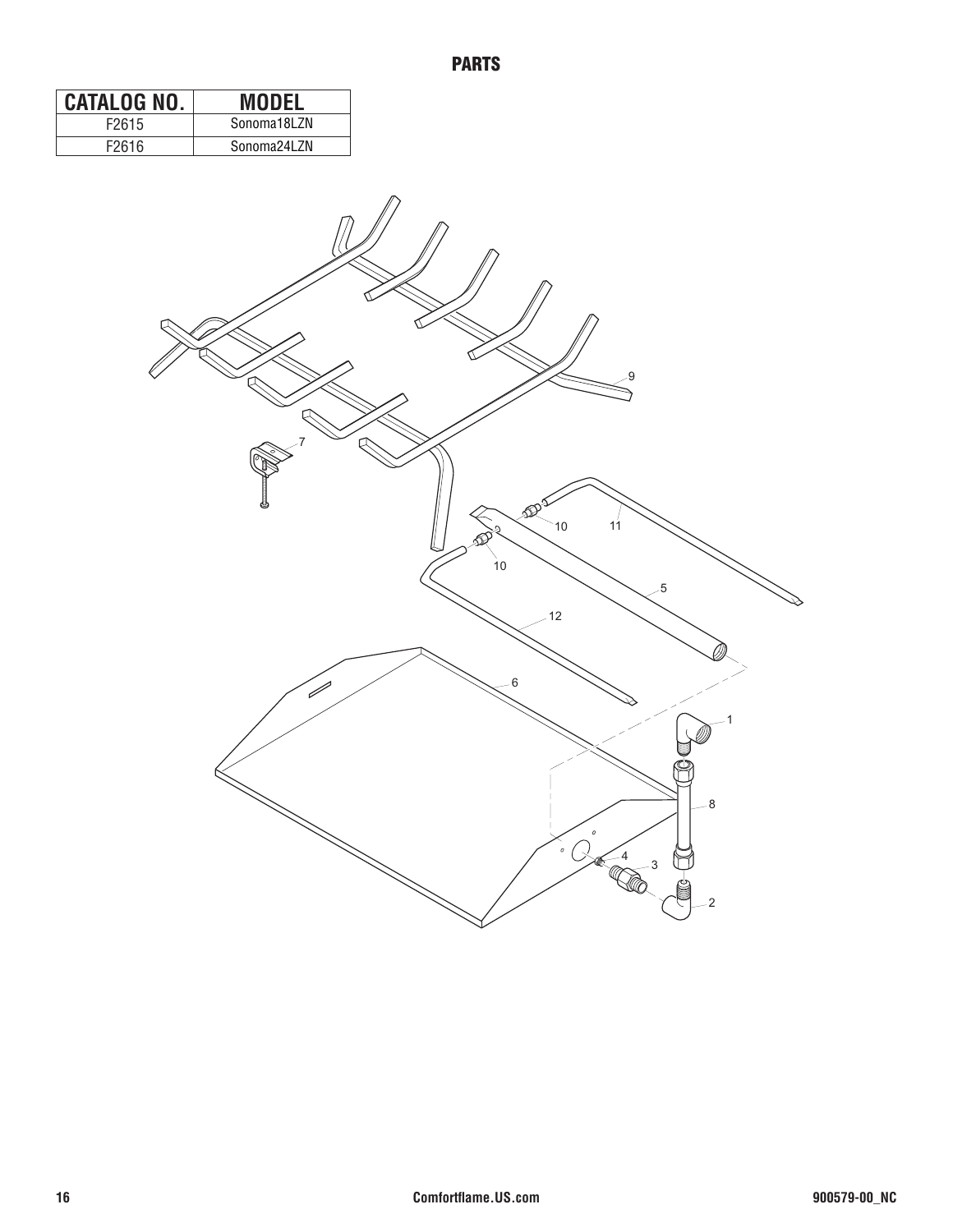## PARTS

| CATALOG NO. | MODEL |
|---|---|
| F2615 | Sonoma18LZN |
| F2616 | Sonoma24LZN |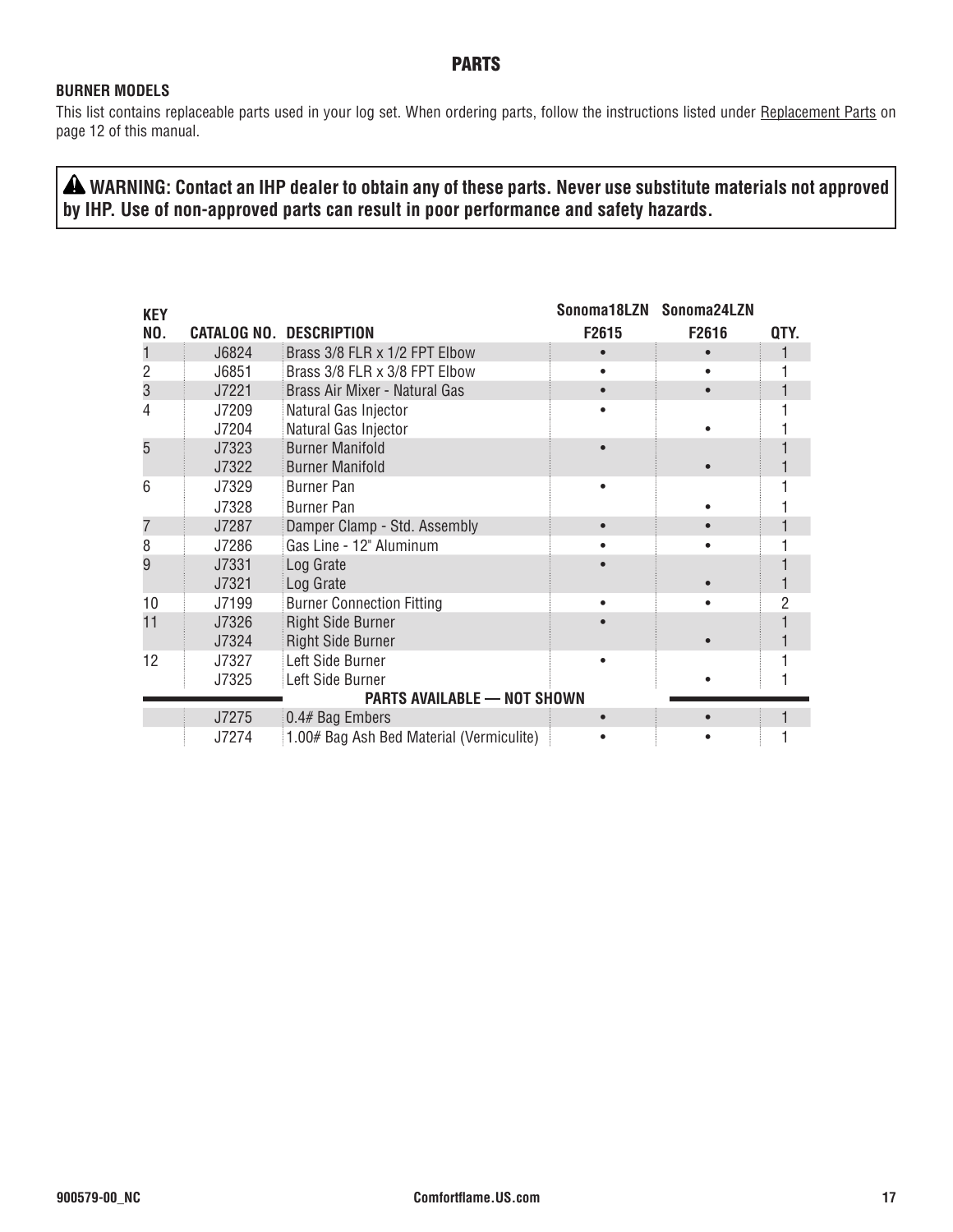## PARTS

### BURNER MODELS

This list contains replaceable parts used in your log set. When ordering parts, follow the instructions listed under Replacement Parts on page 12 of this manual.

**⚠ WARNING: Contact an IHP dealer to obtain any of these parts. Never use substitute materials not approved by IHP. Use of non-approved parts can result in poor performance and safety hazards.**

| KEY NO. | CATALOG NO. | DESCRIPTION | Sonoma18LZN F2615 | Sonoma24LZN F2616 | QTY. |
|---|---|---|---|---|---|
| 1 | J6824 | Brass 3/8 FLR x 1/2 FPT Elbow | • | • | 1 |
| 2 | J6851 | Brass 3/8 FLR x 3/8 FPT Elbow | • | • | 1 |
| 3 | J7221 | Brass Air Mixer - Natural Gas | • | • | 1 |
| 4 | J7209 | Natural Gas Injector | • | | 1 |
| | J7204 | Natural Gas Injector | | • | 1 |
| 5 | J7323 | Burner Manifold | • | | 1 |
| | J7322 | Burner Manifold | | • | 1 |
| 6 | J7329 | Burner Pan | • | | 1 |
| | J7328 | Burner Pan | | • | 1 |
| 7 | J7287 | Damper Clamp - Std. Assembly | • | • | 1 |
| 8 | J7286 | Gas Line - 12" Aluminum | • | • | 1 |
| 9 | J7331 | Log Grate | • | | 1 |
| | J7321 | Log Grate | | • | 1 |
| 10 | J7199 | Burner Connection Fitting | • | • | 2 |
| 11 | J7326 | Right Side Burner | • | | 1 |
| | J7324 | Right Side Burner | | • | 1 |
| 12 | J7327 | Left Side Burner | • | | 1 |
| | J7325 | Left Side Burner | | • | 1 |
| | | **PARTS AVAILABLE — NOT SHOWN** | | | |
| | J7275 | 0.4# Bag Embers | • | • | 1 |
| | J7274 | 1.00# Bag Ash Bed Material (Vermiculite) | • | • | 1 |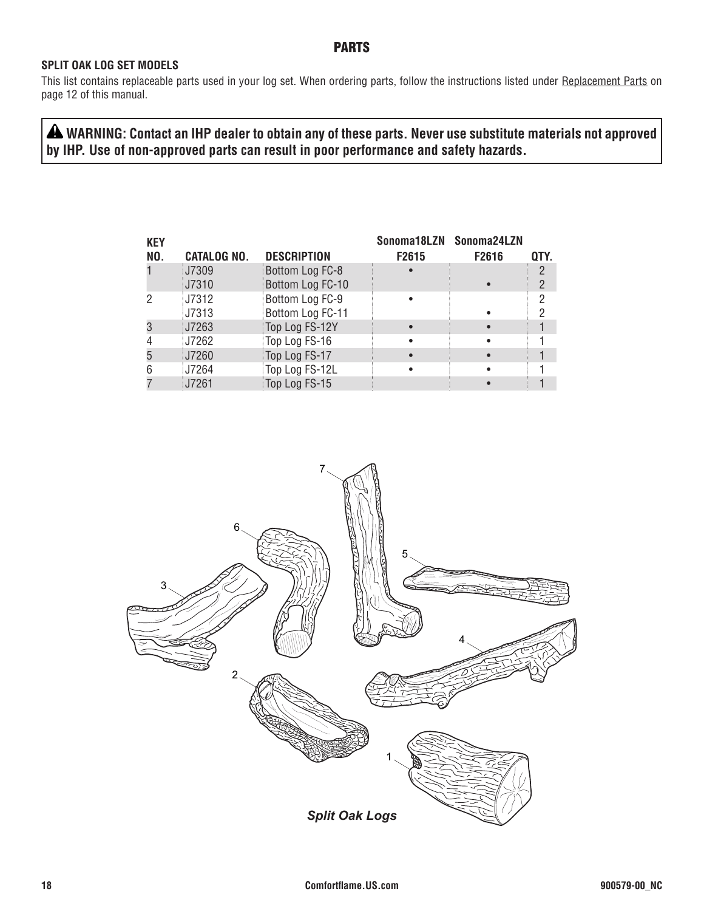## PARTS

### SPLIT OAK LOG SET MODELS

This list contains replaceable parts used in your log set. When ordering parts, follow the instructions listed under Replacement Parts on page 12 of this manual.

**⚠ WARNING: Contact an IHP dealer to obtain any of these parts. Never use substitute materials not approved by IHP. Use of non-approved parts can result in poor performance and safety hazards.**

| KEY NO. | CATALOG NO. | DESCRIPTION | Sonoma18LZN F2615 | Sonoma24LZN F2616 | QTY. |
|---|---|---|---|---|---|
| 1 | J7309 | Bottom Log FC-8 | • | | 2 |
| | J7310 | Bottom Log FC-10 | | • | 2 |
| 2 | J7312 | Bottom Log FC-9 | • | | 2 |
| | J7313 | Bottom Log FC-11 | | • | 2 |
| 3 | J7263 | Top Log FS-12Y | • | • | 1 |
| 4 | J7262 | Top Log FS-16 | • | • | 1 |
| 5 | J7260 | Top Log FS-17 | • | • | 1 |
| 6 | J7264 | Top Log FS-12L | • | • | 1 |
| 7 | J7261 | Top Log FS-15 | | • | 1 |

*Split Oak Logs*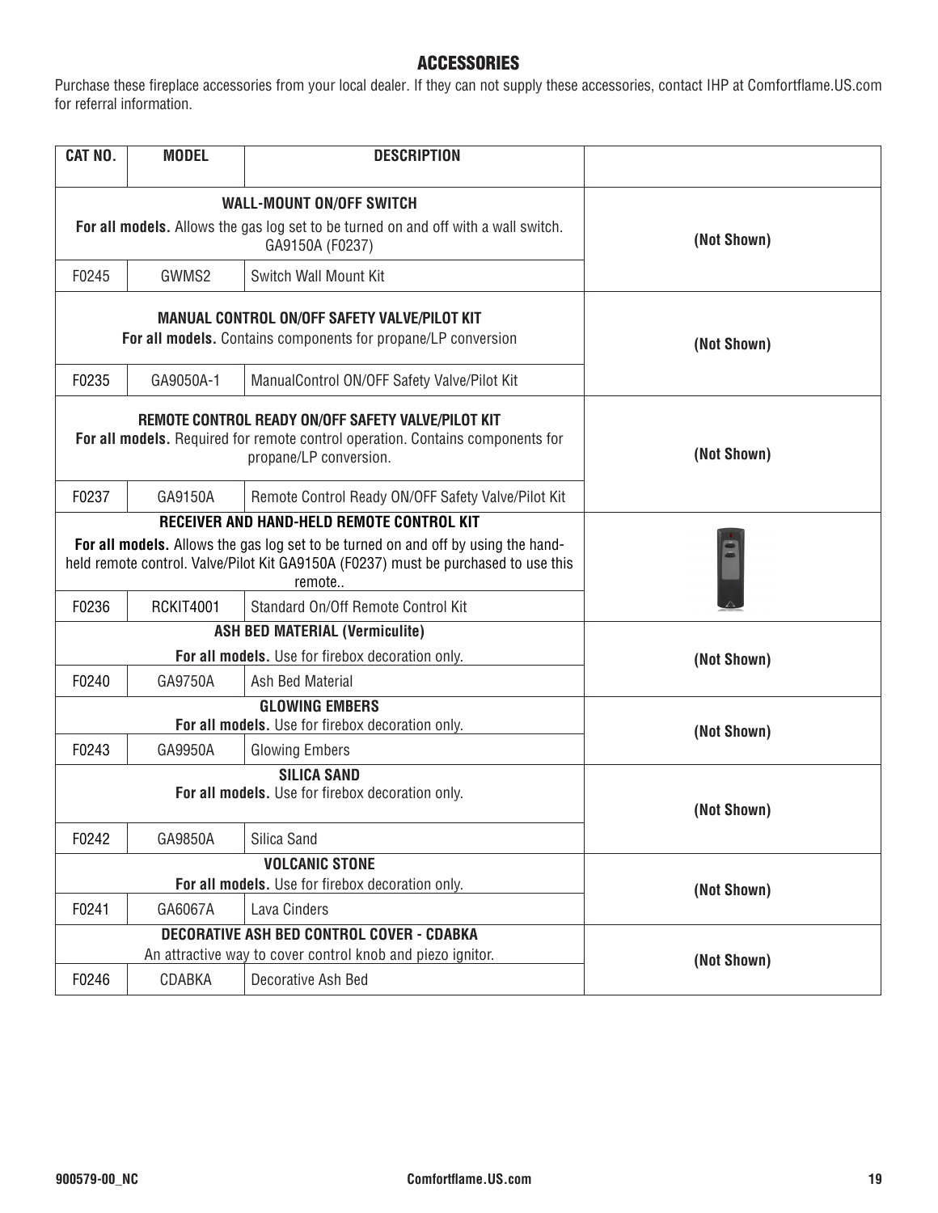## ACCESSORIES

Purchase these fireplace accessories from your local dealer. If they can not supply these accessories, contact IHP at Comfortflame.US.com for referral information.

| CAT NO. | MODEL | DESCRIPTION | |
|---|---|---|---|
| **WALL-MOUNT ON/OFF SWITCH**<br>**For all models.** Allows the gas log set to be turned on and off with a wall switch. GA9150A (F0237) | | | (Not Shown) |
| F0245 | GWMS2 | Switch Wall Mount Kit | |
| **MANUAL CONTROL ON/OFF SAFETY VALVE/PILOT KIT**<br>**For all models.** Contains components for propane/LP conversion | | | (Not Shown) |
| F0235 | GA9050A-1 | ManualControl ON/OFF Safety Valve/Pilot Kit | |
| **REMOTE CONTROL READY ON/OFF SAFETY VALVE/PILOT KIT**<br>**For all models.** Required for remote control operation. Contains components for propane/LP conversion. | | | (Not Shown) |
| F0237 | GA9150A | Remote Control Ready ON/OFF Safety Valve/Pilot Kit | |
| **RECEIVER AND HAND-HELD REMOTE CONTROL KIT**<br>**For all models.** Allows the gas log set to be turned on and off by using the hand-held remote control. Valve/Pilot Kit GA9150A (F0237) must be purchased to use this remote.. | | | |
| F0236 | RCKIT4001 | Standard On/Off Remote Control Kit | |
| **ASH BED MATERIAL (Vermiculite)**<br>**For all models.** Use for firebox decoration only. | | | (Not Shown) |
| F0240 | GA9750A | Ash Bed Material | |
| **GLOWING EMBERS**<br>**For all models.** Use for firebox decoration only. | | | (Not Shown) |
| F0243 | GA9950A | Glowing Embers | |
| **SILICA SAND**<br>**For all models.** Use for firebox decoration only. | | | (Not Shown) |
| F0242 | GA9850A | Silica Sand | |
| **VOLCANIC STONE**<br>**For all models.** Use for firebox decoration only. | | | (Not Shown) |
| F0241 | GA6067A | Lava Cinders | |
| **DECORATIVE ASH BED CONTROL COVER - CDABKA**<br>An attractive way to cover control knob and piezo ignitor. | | | (Not Shown) |
| F0246 | CDABKA | Decorative Ash Bed | |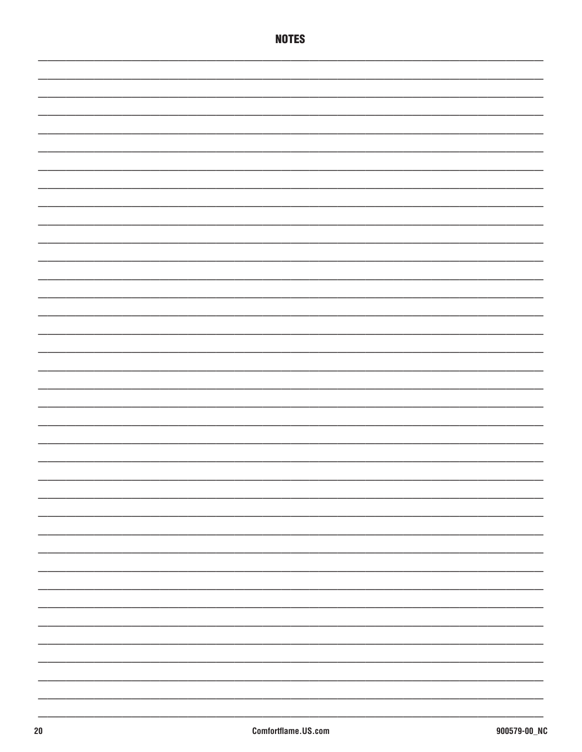# NOTES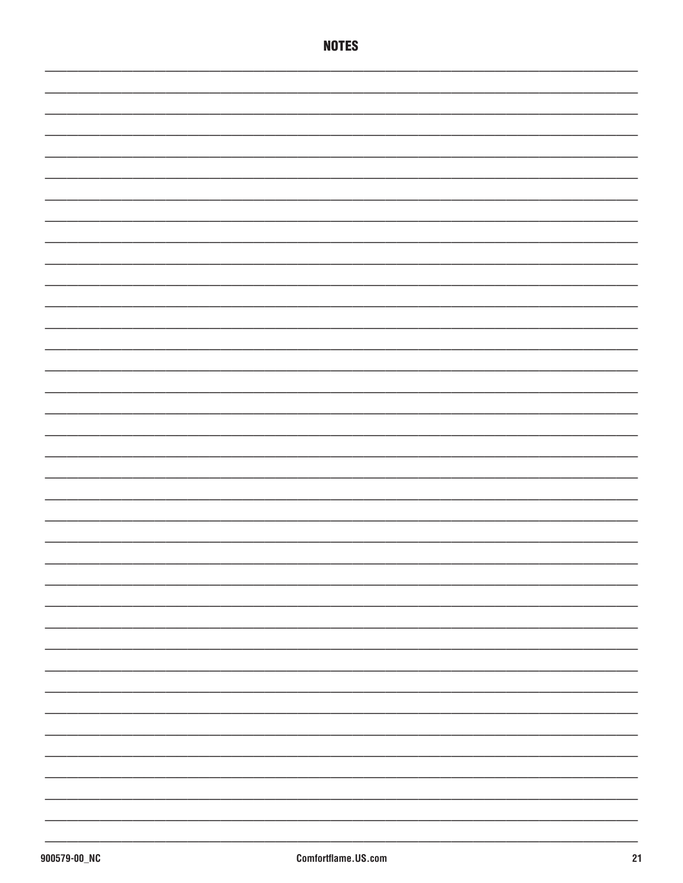## NOTES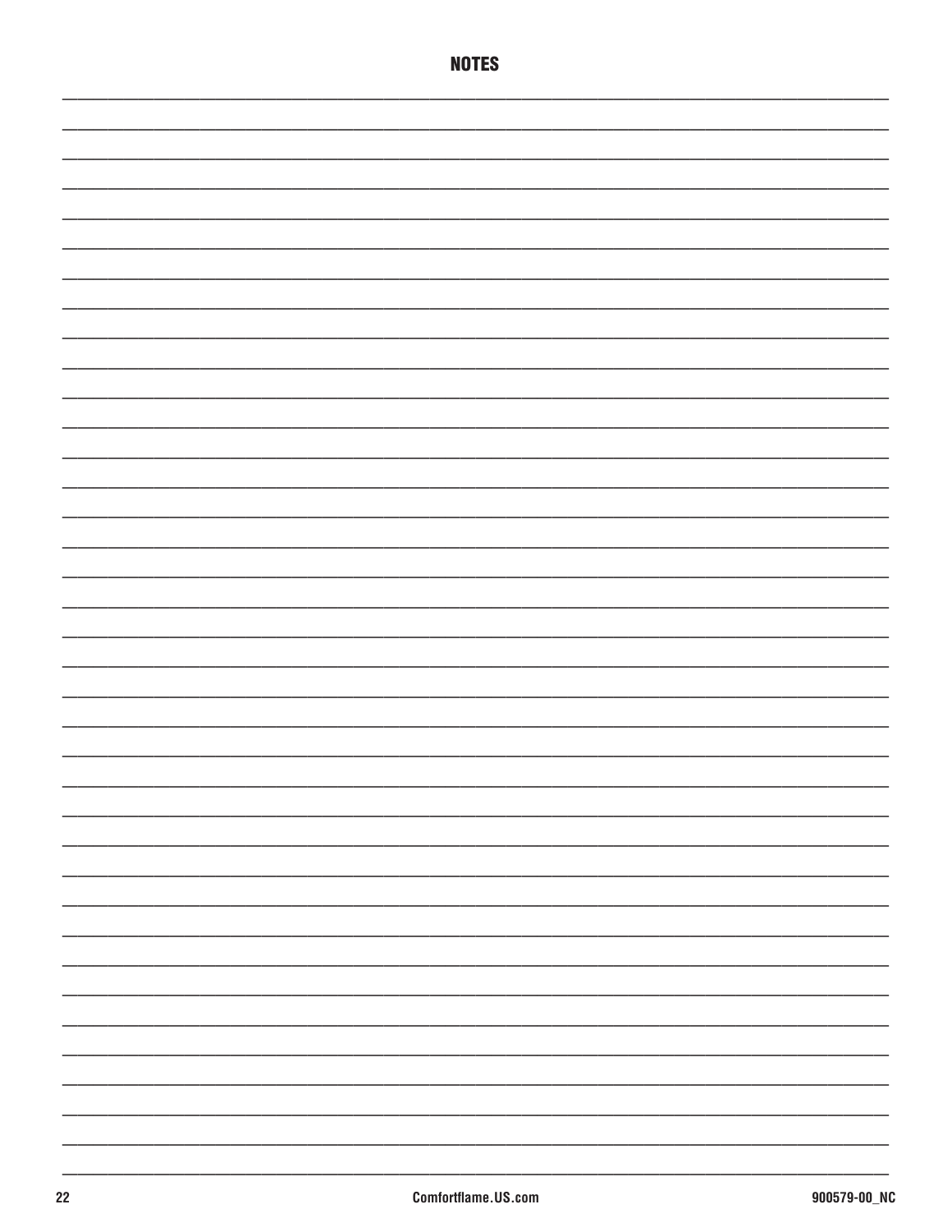## NOTES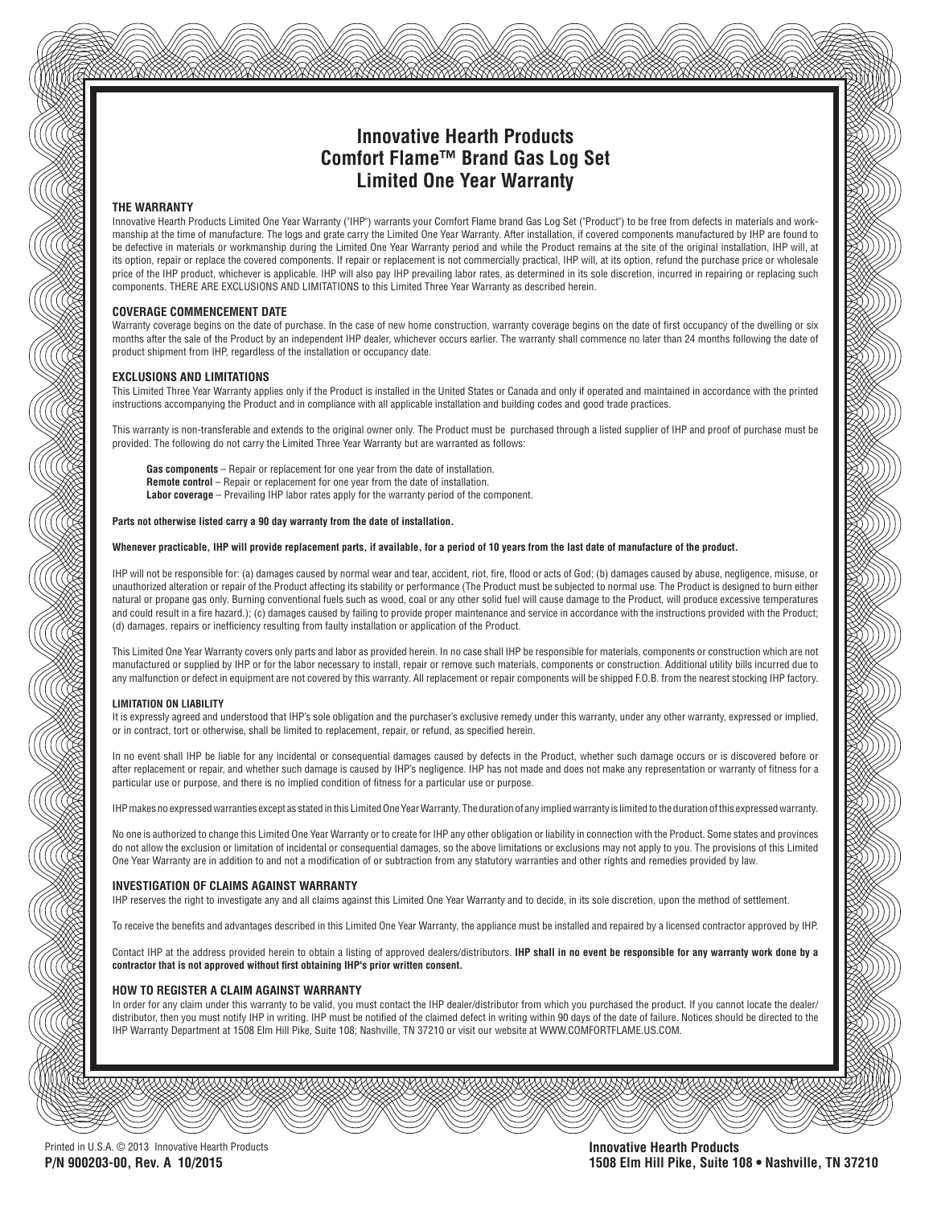# Innovative Hearth Products
# Comfort Flame™ Brand Gas Log Set
# Limited One Year Warranty

### THE WARRANTY

Innovative Hearth Products Limited One Year Warranty ("IHP") warrants your Comfort Flame brand Gas Log Set ("Product") to be free from defects in materials and workmanship at the time of manufacture. The logs and grate carry the Limited One Year Warranty. After installation, if covered components manufactured by IHP are found to be defective in materials or workmanship during the Limited One Year Warranty period and while the Product remains at the site of the original installation, IHP will, at its option, repair or replace the covered components. If repair or replacement is not commercially practical, IHP will, at its option, refund the purchase price or wholesale price of the IHP product, whichever is applicable. IHP will also pay IHP prevailing labor rates, as determined in its sole discretion, incurred in repairing or replacing such components. THERE ARE EXCLUSIONS AND LIMITATIONS to this Limited Three Year Warranty as described herein.

### COVERAGE COMMENCEMENT DATE

Warranty coverage begins on the date of purchase. In the case of new home construction, warranty coverage begins on the date of first occupancy of the dwelling or six months after the sale of the Product by an independent IHP dealer, whichever occurs earlier. The warranty shall commence no later than 24 months following the date of product shipment from IHP, regardless of the installation or occupancy date.

### EXCLUSIONS AND LIMITATIONS

This Limited Three Year Warranty applies only if the Product is installed in the United States or Canada and only if operated and maintained in accordance with the printed instructions accompanying the Product and in compliance with all applicable installation and building codes and good trade practices.

This warranty is non-transferable and extends to the original owner only. The Product must be purchased through a listed supplier of IHP and proof of purchase must be provided. The following do not carry the Limited Three Year Warranty but are warranted as follows:

**Gas components** – Repair or replacement for one year from the date of installation.
**Remote control** – Repair or replacement for one year from the date of installation.
**Labor coverage** – Prevailing IHP labor rates apply for the warranty period of the component.

**Parts not otherwise listed carry a 90 day warranty from the date of installation.**

**Whenever practicable, IHP will provide replacement parts, if available, for a period of 10 years from the last date of manufacture of the product.**

IHP will not be responsible for: (a) damages caused by normal wear and tear, accident, riot, fire, flood or acts of God; (b) damages caused by abuse, negligence, misuse, or unauthorized alteration or repair of the Product affecting its stability or performance (The Product must be subjected to normal use. The Product is designed to burn either natural or propane gas only. Burning conventional fuels such as wood, coal or any other solid fuel will cause damage to the Product, will produce excessive temperatures and could result in a fire hazard.); (c) damages caused by failing to provide proper maintenance and service in accordance with the instructions provided with the Product; (d) damages, repairs or inefficiency resulting from faulty installation or application of the Product.

This Limited One Year Warranty covers only parts and labor as provided herein. In no case shall IHP be responsible for materials, components or construction which are not manufactured or supplied by IHP or for the labor necessary to install, repair or remove such materials, components or construction. Additional utility bills incurred due to any malfunction or defect in equipment are not covered by this warranty. All replacement or repair components will be shipped F.O.B. from the nearest stocking IHP factory.

#### LIMITATION ON LIABILITY

It is expressly agreed and understood that IHP's sole obligation and the purchaser's exclusive remedy under this warranty, under any other warranty, expressed or implied, or in contract, tort or otherwise, shall be limited to replacement, repair, or refund, as specified herein.

In no event shall IHP be liable for any incidental or consequential damages caused by defects in the Product, whether such damage occurs or is discovered before or after replacement or repair, and whether such damage is caused by IHP's negligence. IHP has not made and does not make any representation or warranty of fitness for a particular use or purpose, and there is no implied condition of fitness for a particular use or purpose.

IHP makes no expressed warranties except as stated in this Limited One Year Warranty. The duration of any implied warranty is limited to the duration of this expressed warranty.

No one is authorized to change this Limited One Year Warranty or to create for IHP any other obligation or liability in connection with the Product. Some states and provinces do not allow the exclusion or limitation of incidental or consequential damages, so the above limitations or exclusions may not apply to you. The provisions of this Limited One Year Warranty are in addition to and not a modification of or subtraction from any statutory warranties and other rights and remedies provided by law.

### INVESTIGATION OF CLAIMS AGAINST WARRANTY

IHP reserves the right to investigate any and all claims against this Limited One Year Warranty and to decide, in its sole discretion, upon the method of settlement.

To receive the benefits and advantages described in this Limited One Year Warranty, the appliance must be installed and repaired by a licensed contractor approved by IHP.

Contact IHP at the address provided herein to obtain a listing of approved dealers/distributors. **IHP shall in no event be responsible for any warranty work done by a contractor that is not approved without first obtaining IHP's prior written consent.**

### HOW TO REGISTER A CLAIM AGAINST WARRANTY

In order for any claim under this warranty to be valid, you must contact the IHP dealer/distributor from which you purchased the product. If you cannot locate the dealer/distributor, then you must notify IHP in writing. IHP must be notified of the claimed defect in writing within 90 days of the date of failure. Notices should be directed to the IHP Warranty Department at 1508 Elm Hill Pike, Suite 108; Nashville, TN 37210 or visit our website at WWW.COMFORTFLAME.US.COM.

Printed in U.S.A. © 2013 Innovative Hearth Products
**P/N 900203-00, Rev. A 10/2015**

**Innovative Hearth Products**
**1508 Elm Hill Pike, Suite 108 • Nashville, TN 37210**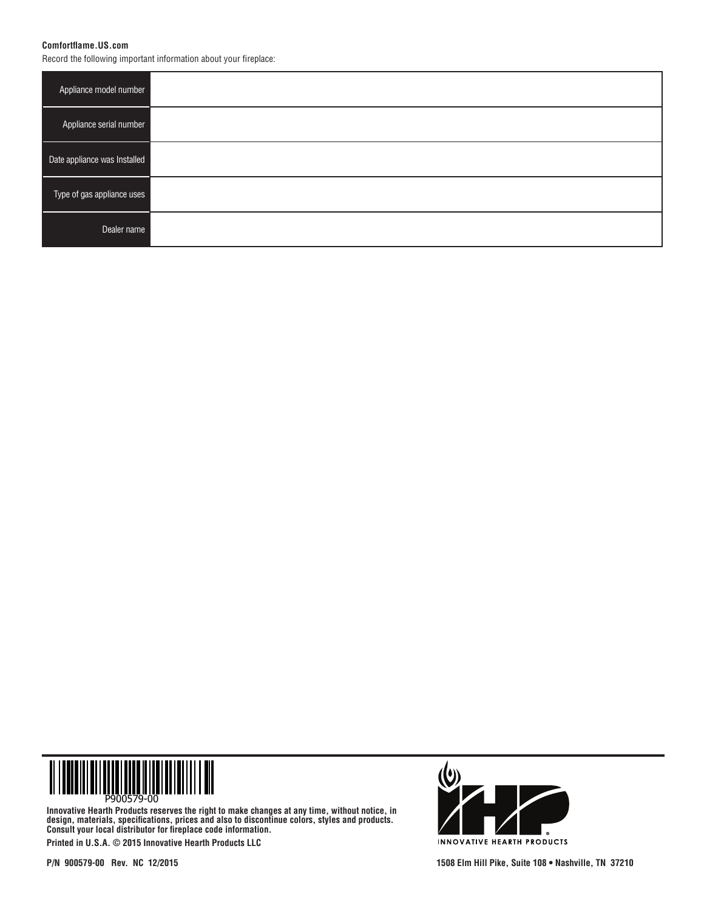**Comfortflame.US.com**

Record the following important information about your fireplace:

| | |
|---|---|
| Appliance model number | |
| Appliance serial number | |
| Date appliance was Installed | |
| Type of gas appliance uses | |
| Dealer name | |

P900579-00

**Innovative Hearth Products reserves the right to make changes at any time, without notice, in design, materials, specifications, prices and also to discontinue colors, styles and products. Consult your local distributor for fireplace code information.**

**Printed in U.S.A. © 2015 Innovative Hearth Products LLC**

INNOVATIVE HEARTH PRODUCTS

**P/N 900579-00 Rev. NC 12/2015**

**1508 Elm Hill Pike, Suite 108 • Nashville, TN 37210**